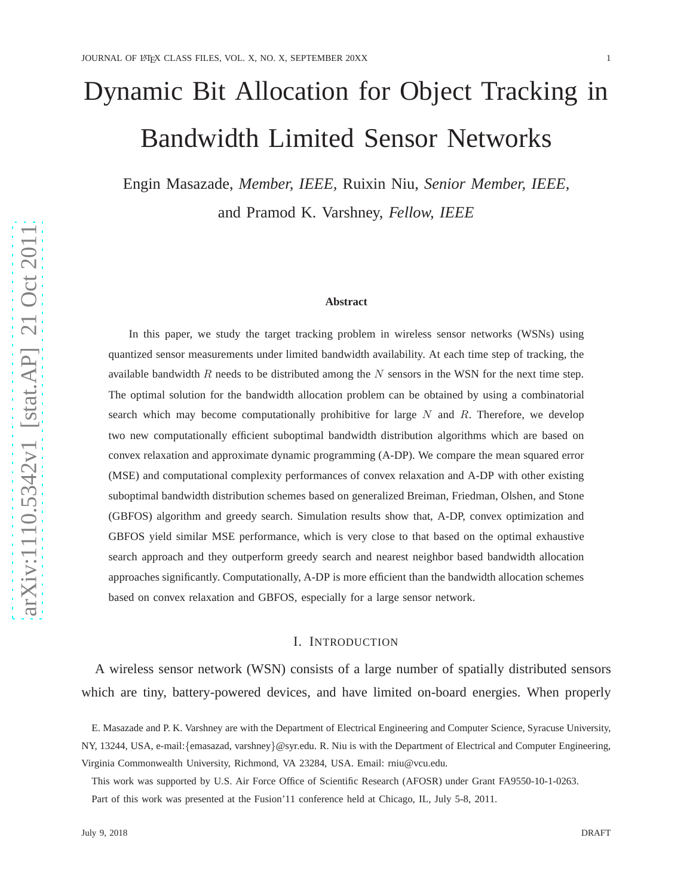# Dynamic Bit Allocation for Object Tracking in Bandwidth Limited Sensor Networks

Engin Masazade, *Member, IEEE*, Ruixin Niu, *Senior Member, IEEE*, and Pramod K. Varshney, *Fellow, IEEE*

### Abstract

In this paper, we study the target tracking problem in wireless sensor networks (WSNs) using quantized sensor measurements under limited bandwidth availability. At each time step of tracking, the available bandwidth $R$ needs to be distributed among the $N$ sensors in the WSN for the next time step. The optimal solution for the bandwidth allocation problem can be obtained by using a combinatorial search which may become computationally prohibitive for large $N$ and $R$. Therefore, we develop two new computationally efficient suboptimal bandwidth distribution algorithms which are based on convex relaxation and approximate dynamic programming (A-DP). We compare the mean squared error (MSE) and computational complexity performances of convex relaxation and A-DP with other existing suboptimal bandwidth distribution schemes based on generalized Breiman, Friedman, Olshen, and Stone (GBFOS) algorithm and greedy search. Simulation results show that, A-DP, convex optimization and GBFOS yield similar MSE performance, which is very close to that based on the optimal exhaustive search approach and they outperform greedy search and nearest neighbor based bandwidth allocation approaches significantly. Computationally, A-DP is more efficient than the bandwidth allocation schemes based on convex relaxation and GBFOS, especially for a large sensor network.

## I. Introduction

A wireless sensor network (WSN) consists of a large number of spatially distributed sensors which are tiny, battery-powered devices, and have limited on-board energies. When properly

E. Masazade and P. K. Varshney are with the Department of Electrical Engineering and Computer Science, Syracuse University, NY, 13244, USA, e-mail:{emasazad, varshney}@syr.edu. R. Niu is with the Department of Electrical and Computer Engineering, Virginia Commonwealth University, Richmond, VA 23284, USA. Email: rniu@vcu.edu.

This work was supported by U.S. Air Force Office of Scientific Research (AFOSR) under Grant FA9550-10-1-0263.

Part of this work was presented at the Fusion'11 conference held at Chicago, IL, July 5-8, 2011.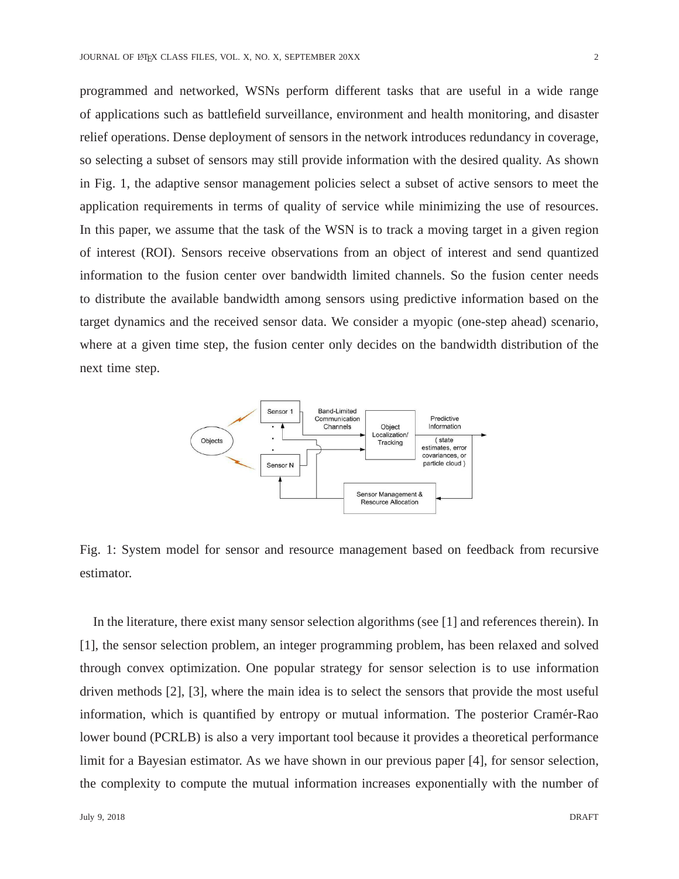programmed and networked, WSNs perform different tasks that are useful in a wide range of applications such as battlefield surveillance, environment and health monitoring, and disaster relief operations. Dense deployment of sensors in the network introduces redundancy in coverage, so selecting a subset of sensors may still provide information with the desired quality. As shown in Fig. 1, the adaptive sensor management policies select a subset of active sensors to meet the application requirements in terms of quality of service while minimizing the use of resources. In this paper, we assume that the task of the WSN is to track a moving target in a given region of interest (ROI). Sensors receive observations from an object of interest and send quantized information to the fusion center over bandwidth limited channels. So the fusion center needs to distribute the available bandwidth among sensors using predictive information based on the target dynamics and the received sensor data. We consider a myopic (one-step ahead) scenario, where at a given time step, the fusion center only decides on the bandwidth distribution of the next time step.

Fig. 1: System model for sensor and resource management based on feedback from recursive estimator.

In the literature, there exist many sensor selection algorithms (see [1] and references therein). In [1], the sensor selection problem, an integer programming problem, has been relaxed and solved through convex optimization. One popular strategy for sensor selection is to use information driven methods [2], [3], where the main idea is to select the sensors that provide the most useful information, which is quantified by entropy or mutual information. The posterior Cramér-Rao lower bound (PCRLB) is also a very important tool because it provides a theoretical performance limit for a Bayesian estimator. As we have shown in our previous paper [4], for sensor selection, the complexity to compute the mutual information increases exponentially with the number of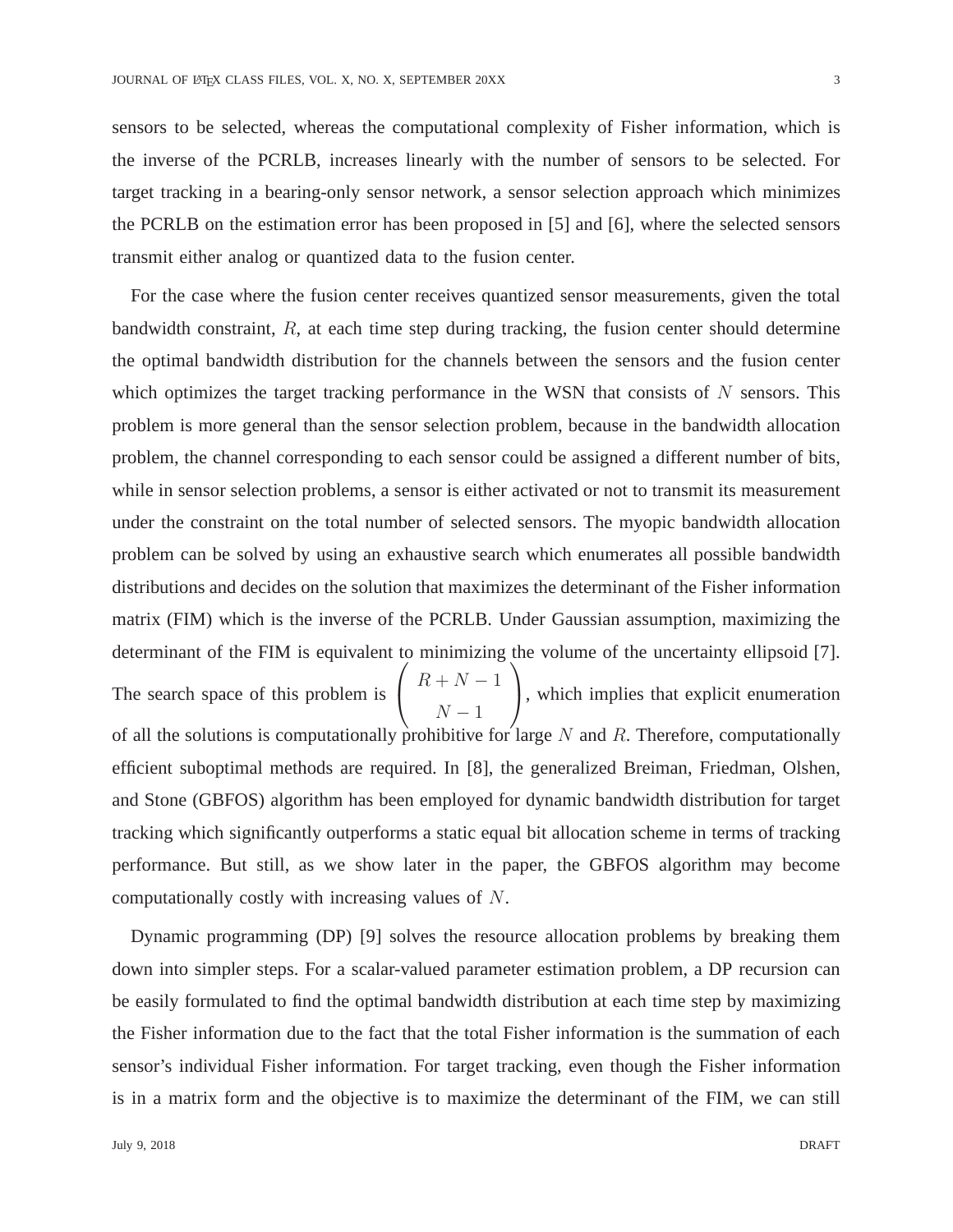sensors to be selected, whereas the computational complexity of Fisher information, which is the inverse of the PCRLB, increases linearly with the number of sensors to be selected. For target tracking in a bearing-only sensor network, a sensor selection approach which minimizes the PCRLB on the estimation error has been proposed in [5] and [6], where the selected sensors transmit either analog or quantized data to the fusion center.

For the case where the fusion center receives quantized sensor measurements, given the total bandwidth constraint, $R$, at each time step during tracking, the fusion center should determine the optimal bandwidth distribution for the channels between the sensors and the fusion center which optimizes the target tracking performance in the WSN that consists of $N$ sensors. This problem is more general than the sensor selection problem, because in the bandwidth allocation problem, the channel corresponding to each sensor could be assigned a different number of bits, while in sensor selection problems, a sensor is either activated or not to transmit its measurement under the constraint on the total number of selected sensors. The myopic bandwidth allocation problem can be solved by using an exhaustive search which enumerates all possible bandwidth distributions and decides on the solution that maximizes the determinant of the Fisher information matrix (FIM) which is the inverse of the PCRLB. Under Gaussian assumption, maximizing the determinant of the FIM is equivalent to minimizing the volume of the uncertainty ellipsoid [7]. The search space of this problem is $\begin{pmatrix} R+N-1 \\ N-1 \end{pmatrix}$, which implies that explicit enumeration of all the solutions is computationally prohibitive for large $N$ and $R$. Therefore, computationally efficient suboptimal methods are required. In [8], the generalized Breiman, Friedman, Olshen, and Stone (GBFOS) algorithm has been employed for dynamic bandwidth distribution for target tracking which significantly outperforms a static equal bit allocation scheme in terms of tracking performance. But still, as we show later in the paper, the GBFOS algorithm may become computationally costly with increasing values of $N$.

Dynamic programming (DP) [9] solves the resource allocation problems by breaking them down into simpler steps. For a scalar-valued parameter estimation problem, a DP recursion can be easily formulated to find the optimal bandwidth distribution at each time step by maximizing the Fisher information due to the fact that the total Fisher information is the summation of each sensor's individual Fisher information. For target tracking, even though the Fisher information is in a matrix form and the objective is to maximize the determinant of the FIM, we can still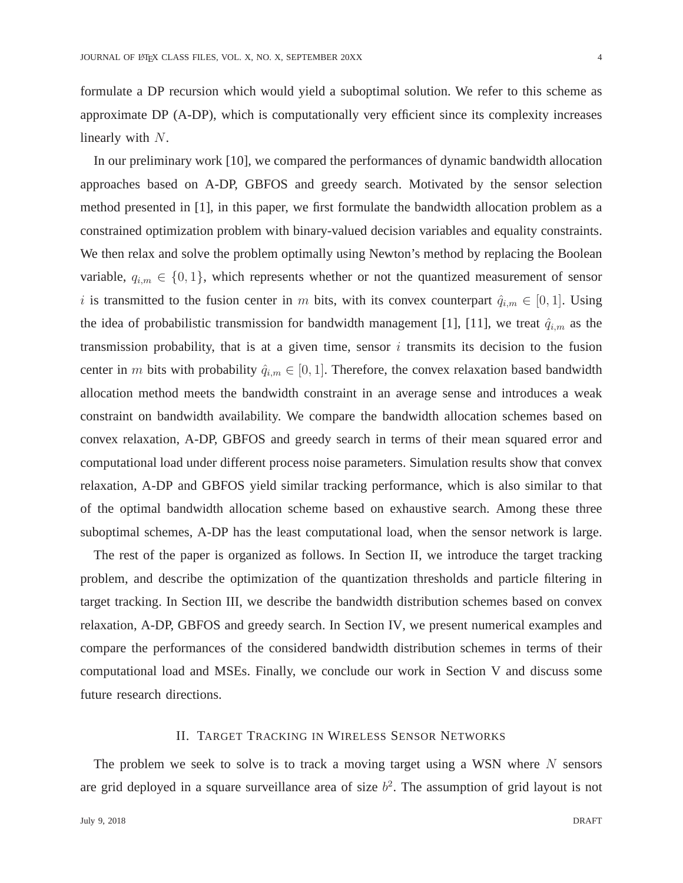formulate a DP recursion which would yield a suboptimal solution. We refer to this scheme as approximate DP (A-DP), which is computationally very efficient since its complexity increases linearly with $N$.

In our preliminary work [10], we compared the performances of dynamic bandwidth allocation approaches based on A-DP, GBFOS and greedy search. Motivated by the sensor selection method presented in [1], in this paper, we first formulate the bandwidth allocation problem as a constrained optimization problem with binary-valued decision variables and equality constraints. We then relax and solve the problem optimally using Newton's method by replacing the Boolean variable, $q_{i,m} \in \{0, 1\}$, which represents whether or not the quantized measurement of sensor $i$ is transmitted to the fusion center in $m$ bits, with its convex counterpart $\hat{q}_{i,m} \in [0, 1]$. Using the idea of probabilistic transmission for bandwidth management [1], [11], we treat $\hat{q}_{i,m}$ as the transmission probability, that is at a given time, sensor $i$ transmits its decision to the fusion center in $m$ bits with probability $\hat{q}_{i,m} \in [0, 1]$. Therefore, the convex relaxation based bandwidth allocation method meets the bandwidth constraint in an average sense and introduces a weak constraint on bandwidth availability. We compare the bandwidth allocation schemes based on convex relaxation, A-DP, GBFOS and greedy search in terms of their mean squared error and computational load under different process noise parameters. Simulation results show that convex relaxation, A-DP and GBFOS yield similar tracking performance, which is also similar to that of the optimal bandwidth allocation scheme based on exhaustive search. Among these three suboptimal schemes, A-DP has the least computational load, when the sensor network is large.

The rest of the paper is organized as follows. In Section II, we introduce the target tracking problem, and describe the optimization of the quantization thresholds and particle filtering in target tracking. In Section III, we describe the bandwidth distribution schemes based on convex relaxation, A-DP, GBFOS and greedy search. In Section IV, we present numerical examples and compare the performances of the considered bandwidth distribution schemes in terms of their computational load and MSEs. Finally, we conclude our work in Section V and discuss some future research directions.

## II. Target Tracking in Wireless Sensor Networks

The problem we seek to solve is to track a moving target using a WSN where $N$ sensors are grid deployed in a square surveillance area of size $b^2$. The assumption of grid layout is not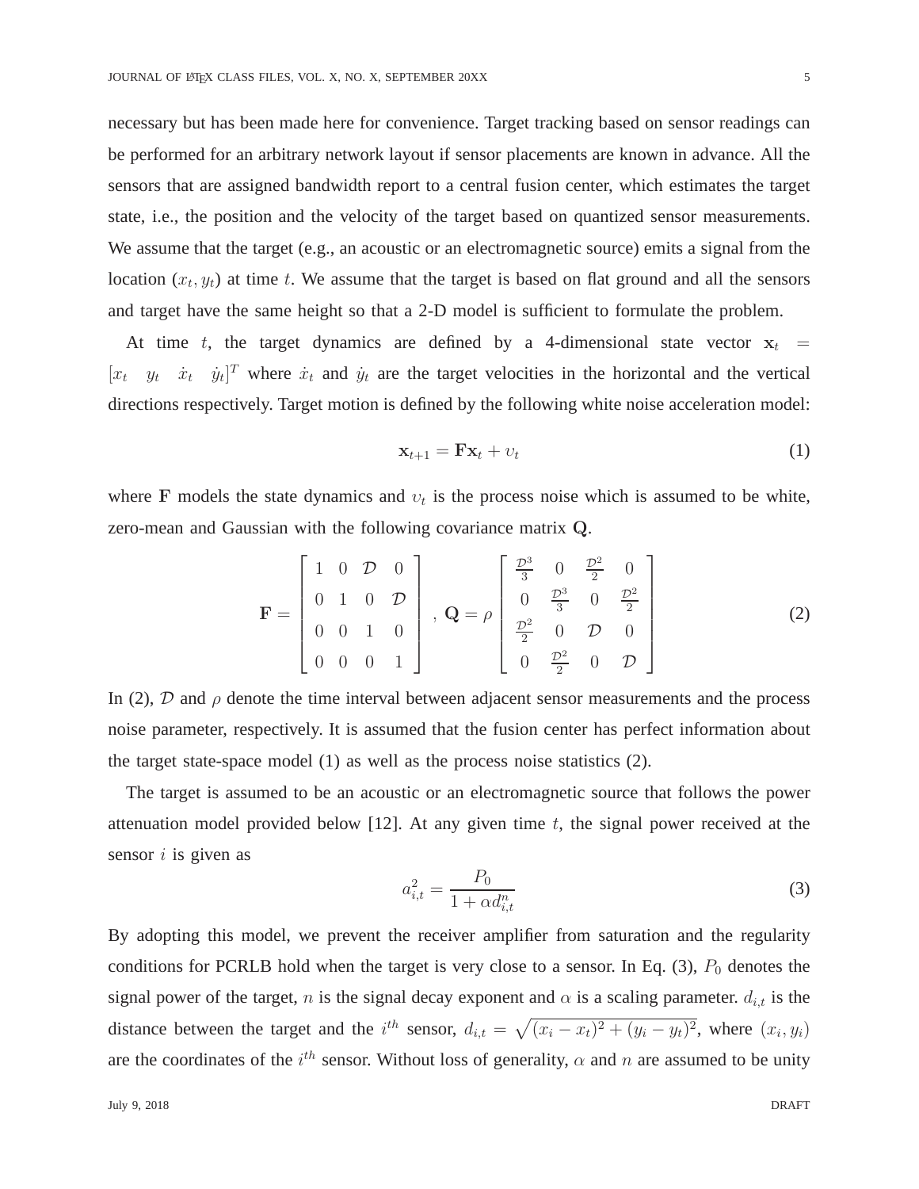necessary but has been made here for convenience. Target tracking based on sensor readings can be performed for an arbitrary network layout if sensor placements are known in advance. All the sensors that are assigned bandwidth report to a central fusion center, which estimates the target state, i.e., the position and the velocity of the target based on quantized sensor measurements. We assume that the target (e.g., an acoustic or an electromagnetic source) emits a signal from the location $(x_t, y_t)$ at time $t$. We assume that the target is based on flat ground and all the sensors and target have the same height so that a 2-D model is sufficient to formulate the problem.

At time $t$, the target dynamics are defined by a 4-dimensional state vector $\mathbf{x}_t = [x_t \quad y_t \quad \dot{x}_t \quad \dot{y}_t]^T$ where $\dot{x}_t$ and $\dot{y}_t$ are the target velocities in the horizontal and the vertical directions respectively. Target motion is defined by the following white noise acceleration model:

$$\mathbf{x}_{t+1} = \mathbf{F}\mathbf{x}_t + \upsilon_t \tag{1}$$

where $\mathbf{F}$ models the state dynamics and $\upsilon_t$ is the process noise which is assumed to be white, zero-mean and Gaussian with the following covariance matrix $\mathbf{Q}$.

$$\mathbf{F} = \begin{bmatrix} 1 & 0 & \mathcal{D} & 0 \\ 0 & 1 & 0 & \mathcal{D} \\ 0 & 0 & 1 & 0 \\ 0 & 0 & 0 & 1 \end{bmatrix}, \ \mathbf{Q} = \rho \begin{bmatrix} \frac{\mathcal{D}^3}{3} & 0 & \frac{\mathcal{D}^2}{2} & 0 \\ 0 & \frac{\mathcal{D}^3}{3} & 0 & \frac{\mathcal{D}^2}{2} \\ \frac{\mathcal{D}^2}{2} & 0 & \mathcal{D} & 0 \\ 0 & \frac{\mathcal{D}^2}{2} & 0 & \mathcal{D} \end{bmatrix} \tag{2}$$

In (2), $\mathcal{D}$ and $\rho$ denote the time interval between adjacent sensor measurements and the process noise parameter, respectively. It is assumed that the fusion center has perfect information about the target state-space model (1) as well as the process noise statistics (2).

The target is assumed to be an acoustic or an electromagnetic source that follows the power attenuation model provided below [12]. At any given time $t$, the signal power received at the sensor $i$ is given as

$$a_{i,t}^2 = \frac{P_0}{1 + \alpha d_{i,t}^n} \tag{3}$$

By adopting this model, we prevent the receiver amplifier from saturation and the regularity conditions for PCRLB hold when the target is very close to a sensor. In Eq. (3), $P_0$ denotes the signal power of the target, $n$ is the signal decay exponent and $\alpha$ is a scaling parameter. $d_{i,t}$ is the distance between the target and the $i^{th}$ sensor, $d_{i,t} = \sqrt{(x_i - x_t)^2 + (y_i - y_t)^2}$, where $(x_i, y_i)$ are the coordinates of the $i^{th}$ sensor. Without loss of generality, $\alpha$ and $n$ are assumed to be unity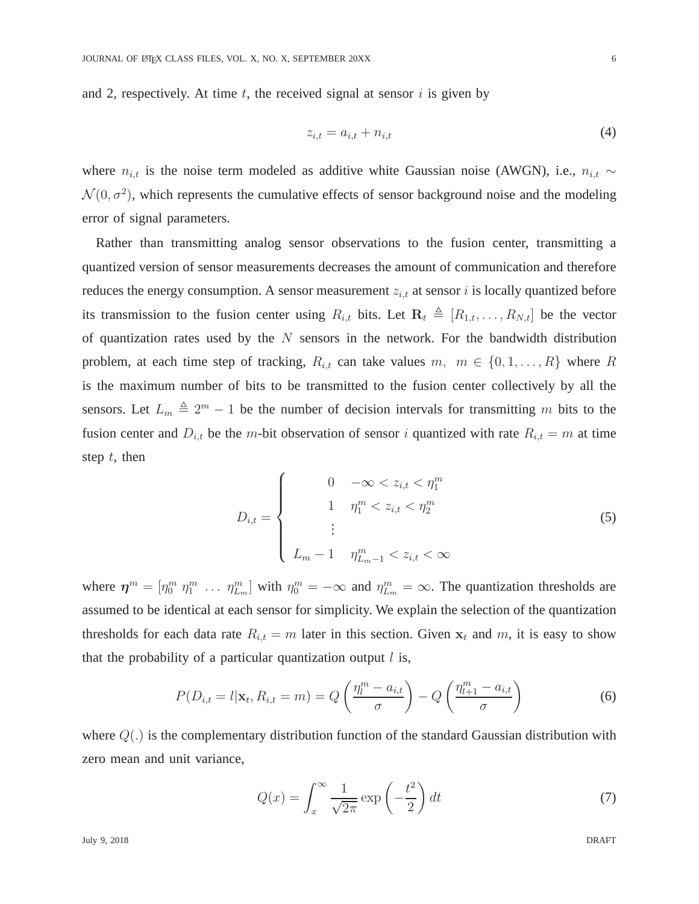and 2, respectively. At time $t$, the received signal at sensor $i$ is given by

$$z_{i,t} = a_{i,t} + n_{i,t} \tag{4}$$

where $n_{i,t}$ is the noise term modeled as additive white Gaussian noise (AWGN), i.e., $n_{i,t} \sim \mathcal{N}(0, \sigma^2)$, which represents the cumulative effects of sensor background noise and the modeling error of signal parameters.

Rather than transmitting analog sensor observations to the fusion center, transmitting a quantized version of sensor measurements decreases the amount of communication and therefore reduces the energy consumption. A sensor measurement $z_{i,t}$ at sensor $i$ is locally quantized before its transmission to the fusion center using $R_{i,t}$ bits. Let $\mathbf{R}_t \triangleq [R_{1,t}, \ldots, R_{N,t}]$ be the vector of quantization rates used by the $N$ sensors in the network. For the bandwidth distribution problem, at each time step of tracking, $R_{i,t}$ can take values $m, \;\; m \in \{0, 1, \ldots, R\}$ where $R$ is the maximum number of bits to be transmitted to the fusion center collectively by all the sensors. Let $L_m \triangleq 2^m - 1$ be the number of decision intervals for transmitting $m$ bits to the fusion center and $D_{i,t}$ be the $m$-bit observation of sensor $i$ quantized with rate $R_{i,t} = m$ at time step $t$, then

$$D_{i,t} = \begin{cases} 0 & -\infty < z_{i,t} < \eta_1^m \\ 1 & \eta_1^m < z_{i,t} < \eta_2^m \\ \vdots & \\ L_m - 1 & \eta_{L_m - 1}^m < z_{i,t} < \infty \end{cases} \tag{5}$$

where $\boldsymbol{\eta}^m = [\eta_0^m \; \eta_1^m \; \ldots \; \eta_{L_m}^m]$ with $\eta_0^m = -\infty$ and $\eta_{L_m}^m = \infty$. The quantization thresholds are assumed to be identical at each sensor for simplicity. We explain the selection of the quantization thresholds for each data rate $R_{i,t} = m$ later in this section. Given $\mathbf{x}_t$ and $m$, it is easy to show that the probability of a particular quantization output $l$ is,

$$P(D_{i,t} = l | \mathbf{x}_t, R_{i,t} = m) = Q\left(\frac{\eta_l^m - a_{i,t}}{\sigma}\right) - Q\left(\frac{\eta_{l+1}^m - a_{i,t}}{\sigma}\right) \tag{6}$$

where $Q(.)$ is the complementary distribution function of the standard Gaussian distribution with zero mean and unit variance,

$$Q(x) = \int_x^\infty \frac{1}{\sqrt{2\pi}} \exp\left(-\frac{t^2}{2}\right) dt \tag{7}$$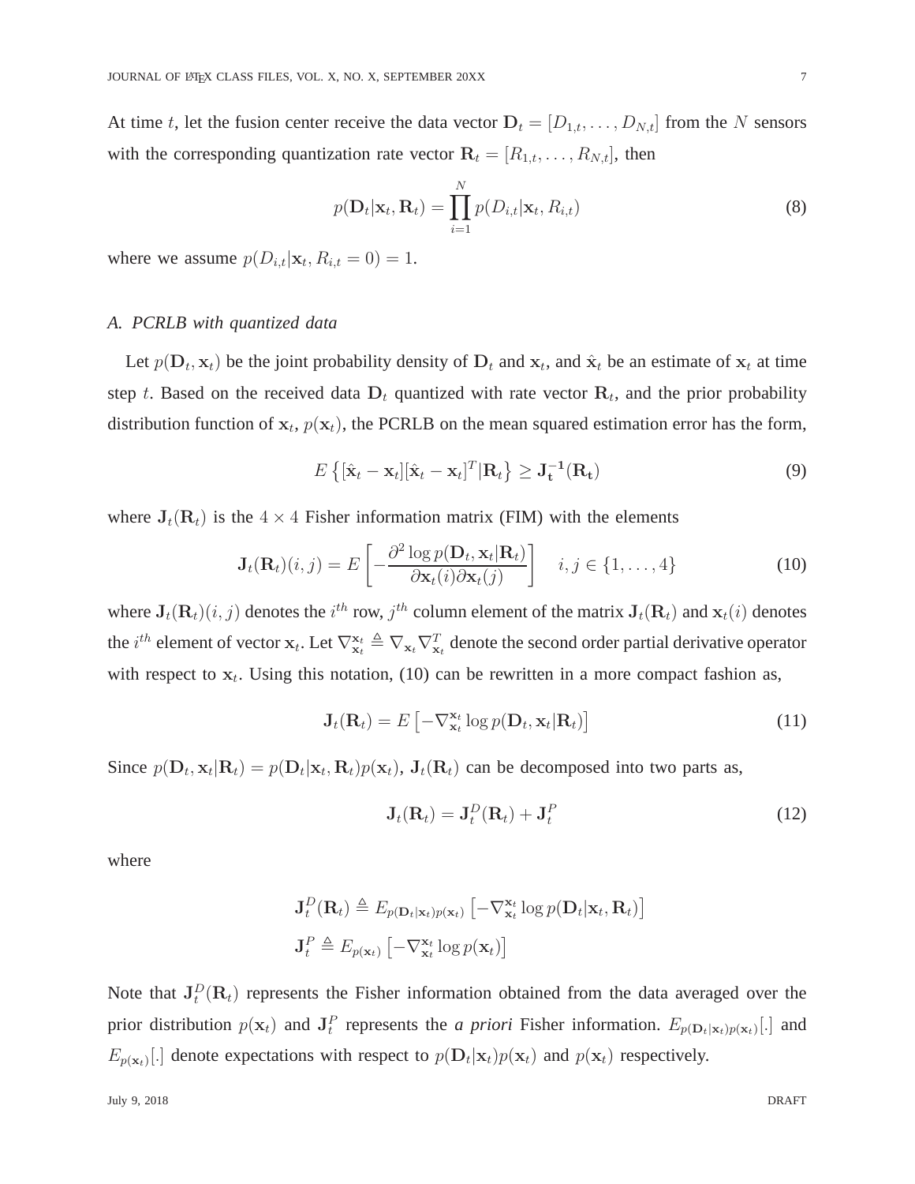At time $t$, let the fusion center receive the data vector $\mathbf{D}_t = [D_{1,t}, \ldots, D_{N,t}]$ from the $N$ sensors with the corresponding quantization rate vector $\mathbf{R}_t = [R_{1,t}, \ldots, R_{N,t}]$, then

$$p(\mathbf{D}_t|\mathbf{x}_t, \mathbf{R}_t) = \prod_{i=1}^{N} p(D_{i,t}|\mathbf{x}_t, R_{i,t}) \tag{8}$$

where we assume $p(D_{i,t}|\mathbf{x}_t, R_{i,t} = 0) = 1$.

### *A. PCRLB with quantized data*

Let $p(\mathbf{D}_t, \mathbf{x}_t)$ be the joint probability density of $\mathbf{D}_t$ and $\mathbf{x}_t$, and $\hat{\mathbf{x}}_t$ be an estimate of $\mathbf{x}_t$ at time step $t$. Based on the received data $\mathbf{D}_t$ quantized with rate vector $\mathbf{R}_t$, and the prior probability distribution function of $\mathbf{x}_t$, $p(\mathbf{x}_t)$, the PCRLB on the mean squared estimation error has the form,

$$E\left\{[\hat{\mathbf{x}}_t - \mathbf{x}_t][\hat{\mathbf{x}}_t - \mathbf{x}_t]^T|\mathbf{R}_t\right\} \geq \mathbf{J}_{\mathbf{t}}^{-1}(\mathbf{R}_{\mathbf{t}}) \tag{9}$$

where $\mathbf{J}_t(\mathbf{R}_t)$ is the $4 \times 4$ Fisher information matrix (FIM) with the elements

$$\mathbf{J}_t(\mathbf{R}_t)(i,j) = E\left[-\frac{\partial^2 \log p(\mathbf{D}_t, \mathbf{x}_t|\mathbf{R}_t)}{\partial \mathbf{x}_t(i) \partial \mathbf{x}_t(j)}\right] \quad i, j \in \{1, \ldots, 4\} \tag{10}$$

where $\mathbf{J}_t(\mathbf{R}_t)(i,j)$ denotes the $i^{th}$ row, $j^{th}$ column element of the matrix $\mathbf{J}_t(\mathbf{R}_t)$ and $\mathbf{x}_t(i)$ denotes the $i^{th}$ element of vector $\mathbf{x}_t$. Let $\nabla_{\mathbf{x}_t}^{\mathbf{x}_t} \triangleq \nabla_{\mathbf{x}_t} \nabla_{\mathbf{x}_t}^T$ denote the second order partial derivative operator with respect to $\mathbf{x}_t$. Using this notation, (10) can be rewritten in a more compact fashion as,

$$\mathbf{J}_t(\mathbf{R}_t) = E\left[-\nabla_{\mathbf{x}_t}^{\mathbf{x}_t} \log p(\mathbf{D}_t, \mathbf{x}_t|\mathbf{R}_t)\right] \tag{11}$$

Since $p(\mathbf{D}_t, \mathbf{x}_t|\mathbf{R}_t) = p(\mathbf{D}_t|\mathbf{x}_t, \mathbf{R}_t)p(\mathbf{x}_t)$, $\mathbf{J}_t(\mathbf{R}_t)$ can be decomposed into two parts as,

$$\mathbf{J}_t(\mathbf{R}_t) = \mathbf{J}_t^D(\mathbf{R}_t) + \mathbf{J}_t^P \tag{12}$$

where

$$\mathbf{J}_t^D(\mathbf{R}_t) \triangleq E_{p(\mathbf{D}_t|\mathbf{x}_t)p(\mathbf{x}_t)}\left[-\nabla_{\mathbf{x}_t}^{\mathbf{x}_t} \log p(\mathbf{D}_t|\mathbf{x}_t, \mathbf{R}_t)\right]$$
$$\mathbf{J}_t^P \triangleq E_{p(\mathbf{x}_t)}\left[-\nabla_{\mathbf{x}_t}^{\mathbf{x}_t} \log p(\mathbf{x}_t)\right]$$

Note that $\mathbf{J}_t^D(\mathbf{R}_t)$ represents the Fisher information obtained from the data averaged over the prior distribution $p(\mathbf{x}_t)$ and $\mathbf{J}_t^P$ represents the *a priori* Fisher information. $E_{p(\mathbf{D}_t|\mathbf{x}_t)p(\mathbf{x}_t)}[.]$ and $E_{p(\mathbf{x}_t)}[.]$ denote expectations with respect to $p(\mathbf{D}_t|\mathbf{x}_t)p(\mathbf{x}_t)$ and $p(\mathbf{x}_t)$ respectively.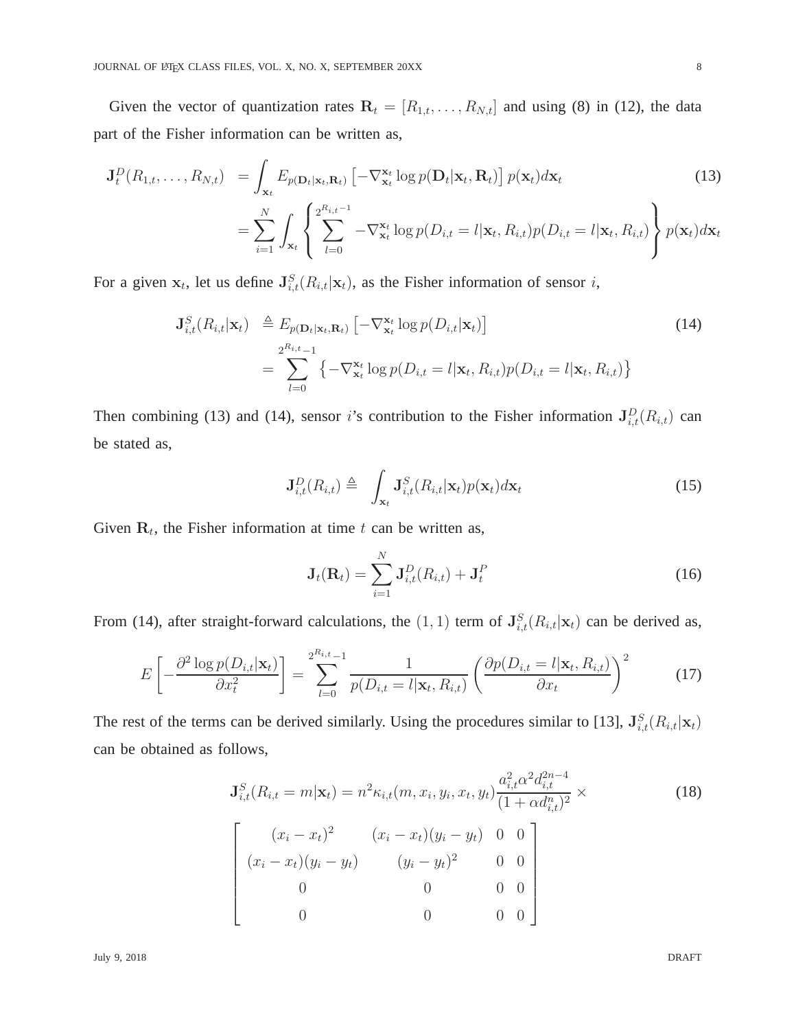Given the vector of quantization rates $\mathbf{R}_t = [R_{1,t}, \ldots, R_{N,t}]$ and using (8) in (12), the data part of the Fisher information can be written as,

$$
\begin{aligned}
\mathbf{J}_t^D(R_{1,t}, \ldots, R_{N,t}) &= \int_{\mathbf{x}_t} E_{p(\mathbf{D}_t|\mathbf{x}_t, \mathbf{R}_t)} \left[ -\nabla_{\mathbf{x}_t}^{\mathbf{x}_t} \log p(\mathbf{D}_t|\mathbf{x}_t, \mathbf{R}_t) \right] p(\mathbf{x}_t) d\mathbf{x}_t \\
&= \sum_{i=1}^{N} \int_{\mathbf{x}_t} \left\{ \sum_{l=0}^{2^{R_{i,t}-1}} -\nabla_{\mathbf{x}_t}^{\mathbf{x}_t} \log p(D_{i,t} = l|\mathbf{x}_t, R_{i,t}) p(D_{i,t} = l|\mathbf{x}_t, R_{i,t}) \right\} p(\mathbf{x}_t) d\mathbf{x}_t
\end{aligned} \tag{13}
$$

For a given $\mathbf{x}_t$, let us define $\mathbf{J}_{i,t}^S(R_{i,t}|\mathbf{x}_t)$, as the Fisher information of sensor $i$,

$$
\begin{aligned}
\mathbf{J}_{i,t}^S(R_{i,t}|\mathbf{x}_t) &\triangleq E_{p(\mathbf{D}_t|\mathbf{x}_t, \mathbf{R}_t)} \left[ -\nabla_{\mathbf{x}_t}^{\mathbf{x}_t} \log p(D_{i,t}|\mathbf{x}_t) \right] \\
&= \sum_{l=0}^{2^{R_{i,t}}-1} \left\{ -\nabla_{\mathbf{x}_t}^{\mathbf{x}_t} \log p(D_{i,t} = l|\mathbf{x}_t, R_{i,t}) p(D_{i,t} = l|\mathbf{x}_t, R_{i,t}) \right\}
\end{aligned} \tag{14}
$$

Then combining (13) and (14), sensor $i$'s contribution to the Fisher information $\mathbf{J}_{i,t}^D(R_{i,t})$ can be stated as,

$$
\mathbf{J}_{i,t}^D(R_{i,t}) \triangleq \int_{\mathbf{x}_t} \mathbf{J}_{i,t}^S(R_{i,t}|\mathbf{x}_t) p(\mathbf{x}_t) d\mathbf{x}_t \tag{15}
$$

Given $\mathbf{R}_t$, the Fisher information at time $t$ can be written as,

$$
\mathbf{J}_t(\mathbf{R}_t) = \sum_{i=1}^{N} \mathbf{J}_{i,t}^D(R_{i,t}) + \mathbf{J}_t^P \tag{16}
$$

From (14), after straight-forward calculations, the $(1,1)$ term of $\mathbf{J}_{i,t}^S(R_{i,t}|\mathbf{x}_t)$ can be derived as,

$$
E\left[ -\frac{\partial^2 \log p(D_{i,t}|\mathbf{x}_t)}{\partial x_t^2} \right] = \sum_{l=0}^{2^{R_{i,t}}-1} \frac{1}{p(D_{i,t} = l|\mathbf{x}_t, R_{i,t})} \left( \frac{\partial p(D_{i,t} = l|\mathbf{x}_t, R_{i,t})}{\partial x_t} \right)^2 \tag{17}
$$

The rest of the terms can be derived similarly. Using the procedures similar to [13], $\mathbf{J}_{i,t}^S(R_{i,t}|\mathbf{x}_t)$ can be obtained as follows,

$$
\mathbf{J}_{i,t}^S(R_{i,t} = m|\mathbf{x}_t) = n^2 \kappa_{i,t}(m, x_i, y_i, x_t, y_t) \frac{a_{i,t}^2 \alpha^2 d_{i,t}^{2n-4}}{(1 + \alpha d_{i,t}^n)^2} \times \tag{18}
$$

$$
\begin{bmatrix}
(x_i - x_t)^2 & (x_i - x_t)(y_i - y_t) & 0 & 0 \\
(x_i - x_t)(y_i - y_t) & (y_i - y_t)^2 & 0 & 0 \\
0 & 0 & 0 & 0 \\
0 & 0 & 0 & 0
\end{bmatrix}
$$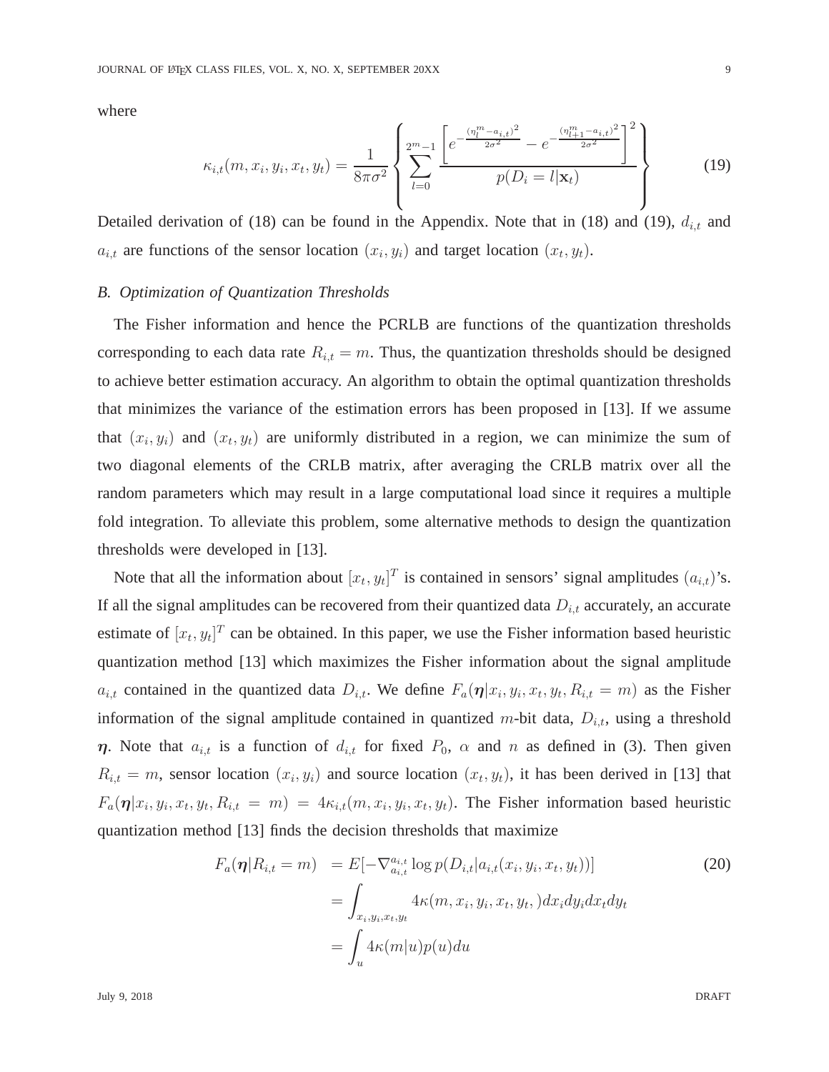where

$$\kappa_{i,t}(m, x_i, y_i, x_t, y_t) = \frac{1}{8\pi\sigma^2} \left\{ \sum_{l=0}^{2^m-1} \frac{\left[ e^{-\frac{(\eta_l^m - a_{i,t})^2}{2\sigma^2}} - e^{-\frac{(\eta_{l+1}^m - a_{i,t})^2}{2\sigma^2}} \right]^2}{p(D_i = l|\mathbf{x}_t)} \right\} \tag{19}$$

Detailed derivation of (18) can be found in the Appendix. Note that in (18) and (19), $d_{i,t}$ and $a_{i,t}$ are functions of the sensor location $(x_i, y_i)$ and target location $(x_t, y_t)$.

### B. Optimization of Quantization Thresholds

The Fisher information and hence the PCRLB are functions of the quantization thresholds corresponding to each data rate $R_{i,t} = m$. Thus, the quantization thresholds should be designed to achieve better estimation accuracy. An algorithm to obtain the optimal quantization thresholds that minimizes the variance of the estimation errors has been proposed in [13]. If we assume that $(x_i, y_i)$ and $(x_t, y_t)$ are uniformly distributed in a region, we can minimize the sum of two diagonal elements of the CRLB matrix, after averaging the CRLB matrix over all the random parameters which may result in a large computational load since it requires a multiple fold integration. To alleviate this problem, some alternative methods to design the quantization thresholds were developed in [13].

Note that all the information about $[x_t, y_t]^T$ is contained in sensors' signal amplitudes $(a_{i,t})$'s. If all the signal amplitudes can be recovered from their quantized data $D_{i,t}$ accurately, an accurate estimate of $[x_t, y_t]^T$ can be obtained. In this paper, we use the Fisher information based heuristic quantization method [13] which maximizes the Fisher information about the signal amplitude $a_{i,t}$ contained in the quantized data $D_{i,t}$. We define $F_a(\boldsymbol{\eta}|x_i, y_i, x_t, y_t, R_{i,t} = m)$ as the Fisher information of the signal amplitude contained in quantized $m$-bit data, $D_{i,t}$, using a threshold $\boldsymbol{\eta}$. Note that $a_{i,t}$ is a function of $d_{i,t}$ for fixed $P_0$, $\alpha$ and $n$ as defined in (3). Then given $R_{i,t} = m$, sensor location $(x_i, y_i)$ and source location $(x_t, y_t)$, it has been derived in [13] that $F_a(\boldsymbol{\eta}|x_i, y_i, x_t, y_t, R_{i,t} = m) = 4\kappa_{i,t}(m, x_i, y_i, x_t, y_t)$. The Fisher information based heuristic quantization method [13] finds the decision thresholds that maximize

$$\begin{aligned} F_a(\boldsymbol{\eta}|R_{i,t} = m) &= E[-\nabla_{a_{i,t}}^{a_{i,t}} \log p(D_{i,t}|a_{i,t}(x_i, y_i, x_t, y_t))] \\ &= \int_{x_i,y_i,x_t,y_t} 4\kappa(m, x_i, y_i, x_t, y_t, )dx_i dy_i dx_t dy_t \\ &= \int_u 4\kappa(m|u)p(u)du \end{aligned} \tag{20}$$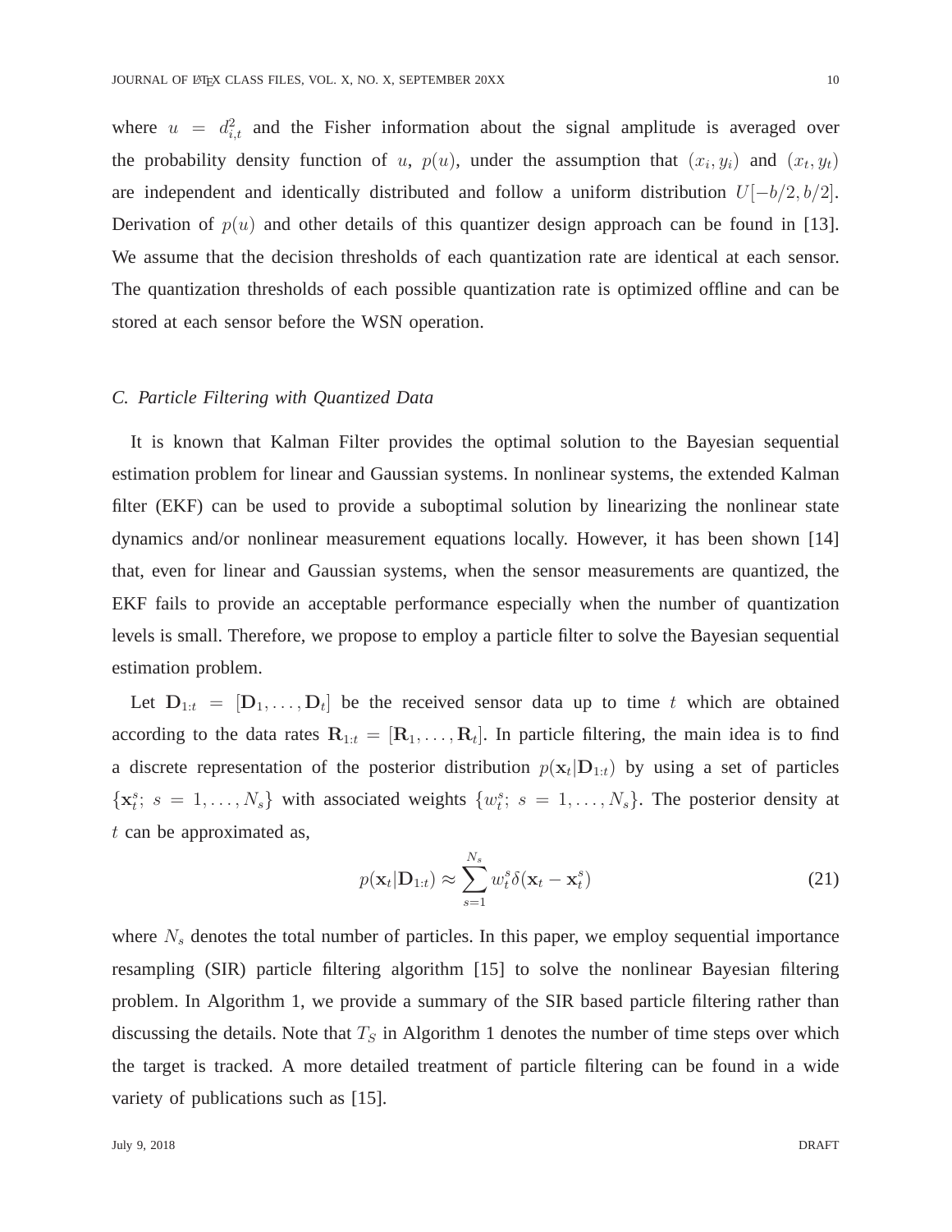where $u = d_{i,t}^2$ and the Fisher information about the signal amplitude is averaged over the probability density function of $u$, $p(u)$, under the assumption that $(x_i, y_i)$ and $(x_t, y_t)$ are independent and identically distributed and follow a uniform distribution $U[-b/2, b/2]$. Derivation of $p(u)$ and other details of this quantizer design approach can be found in [13]. We assume that the decision thresholds of each quantization rate are identical at each sensor. The quantization thresholds of each possible quantization rate is optimized offline and can be stored at each sensor before the WSN operation.

### C. Particle Filtering with Quantized Data

It is known that Kalman Filter provides the optimal solution to the Bayesian sequential estimation problem for linear and Gaussian systems. In nonlinear systems, the extended Kalman filter (EKF) can be used to provide a suboptimal solution by linearizing the nonlinear state dynamics and/or nonlinear measurement equations locally. However, it has been shown [14] that, even for linear and Gaussian systems, when the sensor measurements are quantized, the EKF fails to provide an acceptable performance especially when the number of quantization levels is small. Therefore, we propose to employ a particle filter to solve the Bayesian sequential estimation problem.

Let $\mathbf{D}_{1:t} = [\mathbf{D}_1, \ldots, \mathbf{D}_t]$ be the received sensor data up to time $t$ which are obtained according to the data rates $\mathbf{R}_{1:t} = [\mathbf{R}_1, \ldots, \mathbf{R}_t]$. In particle filtering, the main idea is to find a discrete representation of the posterior distribution $p(\mathbf{x}_t|\mathbf{D}_{1:t})$ by using a set of particles $\{\mathbf{x}_t^s;\ s = 1, \ldots, N_s\}$ with associated weights $\{w_t^s;\ s = 1, \ldots, N_s\}$. The posterior density at $t$ can be approximated as,

$$p(\mathbf{x}_t|\mathbf{D}_{1:t}) \approx \sum_{s=1}^{N_s} w_t^s \delta(\mathbf{x}_t - \mathbf{x}_t^s) \tag{21}$$

where $N_s$ denotes the total number of particles. In this paper, we employ sequential importance resampling (SIR) particle filtering algorithm [15] to solve the nonlinear Bayesian filtering problem. In Algorithm 1, we provide a summary of the SIR based particle filtering rather than discussing the details. Note that $T_S$ in Algorithm 1 denotes the number of time steps over which the target is tracked. A more detailed treatment of particle filtering can be found in a wide variety of publications such as [15].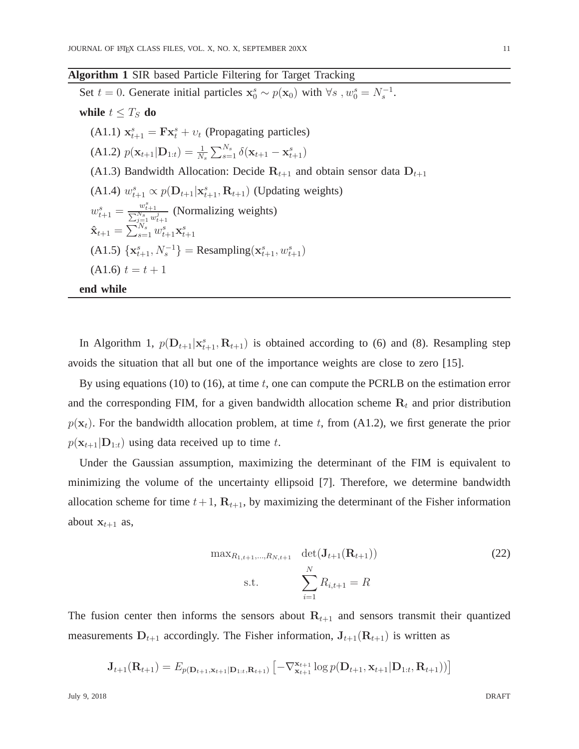**Algorithm 1** SIR based Particle Filtering for Target Tracking

Set $t = 0$. Generate initial particles $\mathbf{x}_0^s \sim p(\mathbf{x}_0)$ with $\forall s$ , $w_0^s = N_s^{-1}$.

**while** $t \leq T_S$ **do**

(A1.1) $\mathbf{x}_{t+1}^s = \mathbf{F}\mathbf{x}_t^s + \upsilon_t$ (Propagating particles)

(A1.2) $p(\mathbf{x}_{t+1}|\mathbf{D}_{1:t}) = \frac{1}{N_s}\sum_{s=1}^{N_s} \delta(\mathbf{x}_{t+1} - \mathbf{x}_{t+1}^s)$

(A1.3) Bandwidth Allocation: Decide $\mathbf{R}_{t+1}$ and obtain sensor data $\mathbf{D}_{t+1}$

(A1.4) $w_{t+1}^s \propto p(\mathbf{D}_{t+1}|\mathbf{x}_{t+1}^s, \mathbf{R}_{t+1})$ (Updating weights)

$w_{t+1}^s = \frac{w_{t+1}^s}{\sum_{j=1}^{N_s} w_{t+1}^j}$ (Normalizing weights)

$\hat{\mathbf{x}}_{t+1} = \sum_{s=1}^{N_s} w_{t+1}^s \mathbf{x}_{t+1}^s$

(A1.5) $\{\mathbf{x}_{t+1}^s, N_s^{-1}\} = \text{Resampling}(\mathbf{x}_{t+1}^s, w_{t+1}^s)$

(A1.6) $t = t + 1$

**end while**

In Algorithm 1, $p(\mathbf{D}_{t+1}|\mathbf{x}_{t+1}^s, \mathbf{R}_{t+1})$ is obtained according to (6) and (8). Resampling step avoids the situation that all but one of the importance weights are close to zero [15].

By using equations (10) to (16), at time $t$, one can compute the PCRLB on the estimation error and the corresponding FIM, for a given bandwidth allocation scheme $\mathbf{R}_t$ and prior distribution $p(\mathbf{x}_t)$. For the bandwidth allocation problem, at time $t$, from (A1.2), we first generate the prior $p(\mathbf{x}_{t+1}|\mathbf{D}_{1:t})$ using data received up to time $t$.

Under the Gaussian assumption, maximizing the determinant of the FIM is equivalent to minimizing the volume of the uncertainty ellipsoid [7]. Therefore, we determine bandwidth allocation scheme for time $t+1$, $\mathbf{R}_{t+1}$, by maximizing the determinant of the Fisher information about $\mathbf{x}_{t+1}$ as,

$$
\begin{aligned}
\max_{R_{1,t+1},\ldots,R_{N,t+1}} \quad & \det(\mathbf{J}_{t+1}(\mathbf{R}_{t+1})) \\
\text{s.t.} \quad & \sum_{i=1}^{N} R_{i,t+1} = R
\end{aligned}
\tag{22}
$$

The fusion center then informs the sensors about $\mathbf{R}_{t+1}$ and sensors transmit their quantized measurements $\mathbf{D}_{t+1}$ accordingly. The Fisher information, $\mathbf{J}_{t+1}(\mathbf{R}_{t+1})$ is written as

$$
\mathbf{J}_{t+1}(\mathbf{R}_{t+1}) = E_{p(\mathbf{D}_{t+1},\mathbf{x}_{t+1}|\mathbf{D}_{1:t},\mathbf{R}_{t+1})}\left[-\nabla_{\mathbf{x}_{t+1}}^{\mathbf{x}_{t+1}} \log p(\mathbf{D}_{t+1}, \mathbf{x}_{t+1}|\mathbf{D}_{1:t}, \mathbf{R}_{t+1}))\right]
$$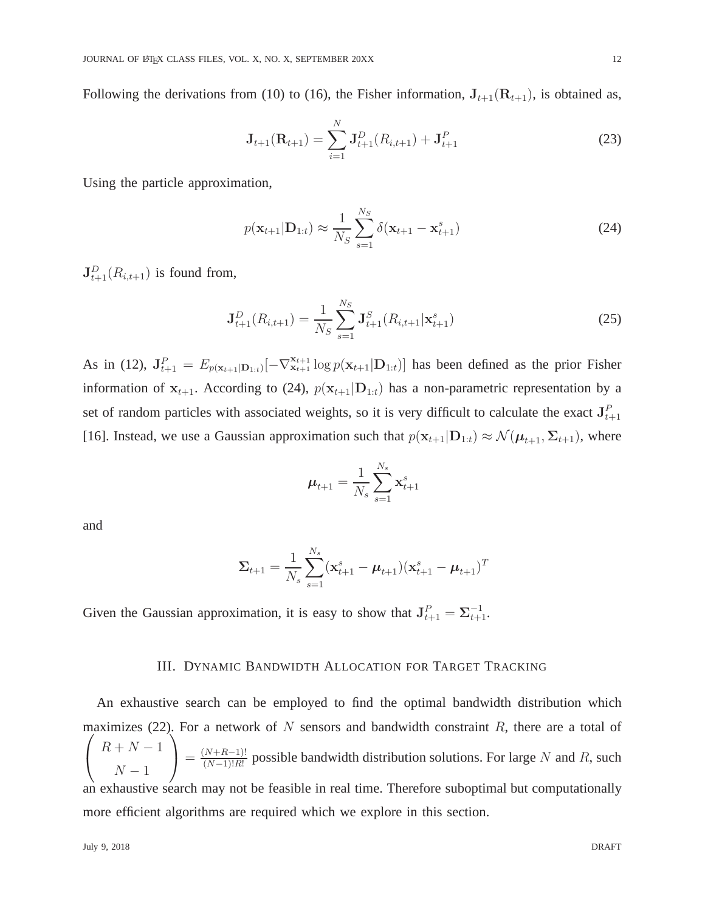Following the derivations from (10) to (16), the Fisher information, $\mathbf{J}_{t+1}(\mathbf{R}_{t+1})$, is obtained as,

$$\mathbf{J}_{t+1}(\mathbf{R}_{t+1}) = \sum_{i=1}^{N} \mathbf{J}_{t+1}^{D}(R_{i,t+1}) + \mathbf{J}_{t+1}^{P} \tag{23}$$

Using the particle approximation,

$$p(\mathbf{x}_{t+1}|\mathbf{D}_{1:t}) \approx \frac{1}{N_S} \sum_{s=1}^{N_S} \delta(\mathbf{x}_{t+1} - \mathbf{x}_{t+1}^{s}) \tag{24}$$

$\mathbf{J}_{t+1}^{D}(R_{i,t+1})$ is found from,

$$\mathbf{J}_{t+1}^{D}(R_{i,t+1}) = \frac{1}{N_S} \sum_{s=1}^{N_S} \mathbf{J}_{t+1}^{S}(R_{i,t+1}|\mathbf{x}_{t+1}^{s}) \tag{25}$$

As in (12), $\mathbf{J}_{t+1}^{P} = E_{p(\mathbf{x}_{t+1}|\mathbf{D}_{1:t})}[-\nabla_{\mathbf{x}_{t+1}}^{\mathbf{x}_{t+1}} \log p(\mathbf{x}_{t+1}|\mathbf{D}_{1:t})]$ has been defined as the prior Fisher information of $\mathbf{x}_{t+1}$. According to (24), $p(\mathbf{x}_{t+1}|\mathbf{D}_{1:t})$ has a non-parametric representation by a set of random particles with associated weights, so it is very difficult to calculate the exact $\mathbf{J}_{t+1}^{P}$ [16]. Instead, we use a Gaussian approximation such that $p(\mathbf{x}_{t+1}|\mathbf{D}_{1:t}) \approx \mathcal{N}(\boldsymbol{\mu}_{t+1}, \boldsymbol{\Sigma}_{t+1})$, where

$$\boldsymbol{\mu}_{t+1} = \frac{1}{N_s} \sum_{s=1}^{N_s} \mathbf{x}_{t+1}^{s}$$

and

$$\boldsymbol{\Sigma}_{t+1} = \frac{1}{N_s} \sum_{s=1}^{N_s} (\mathbf{x}_{t+1}^{s} - \boldsymbol{\mu}_{t+1})(\mathbf{x}_{t+1}^{s} - \boldsymbol{\mu}_{t+1})^{T}$$

Given the Gaussian approximation, it is easy to show that $\mathbf{J}_{t+1}^{P} = \boldsymbol{\Sigma}_{t+1}^{-1}$.

## III. Dynamic Bandwidth Allocation for Target Tracking

An exhaustive search can be employed to find the optimal bandwidth distribution which maximizes (22). For a network of $N$ sensors and bandwidth constraint $R$, there are a total of $\begin{pmatrix} R+N-1 \\ N-1 \end{pmatrix} = \frac{(N+R-1)!}{(N-1)!R!}$ possible bandwidth distribution solutions. For large $N$ and $R$, such an exhaustive search may not be feasible in real time. Therefore suboptimal but computationally more efficient algorithms are required which we explore in this section.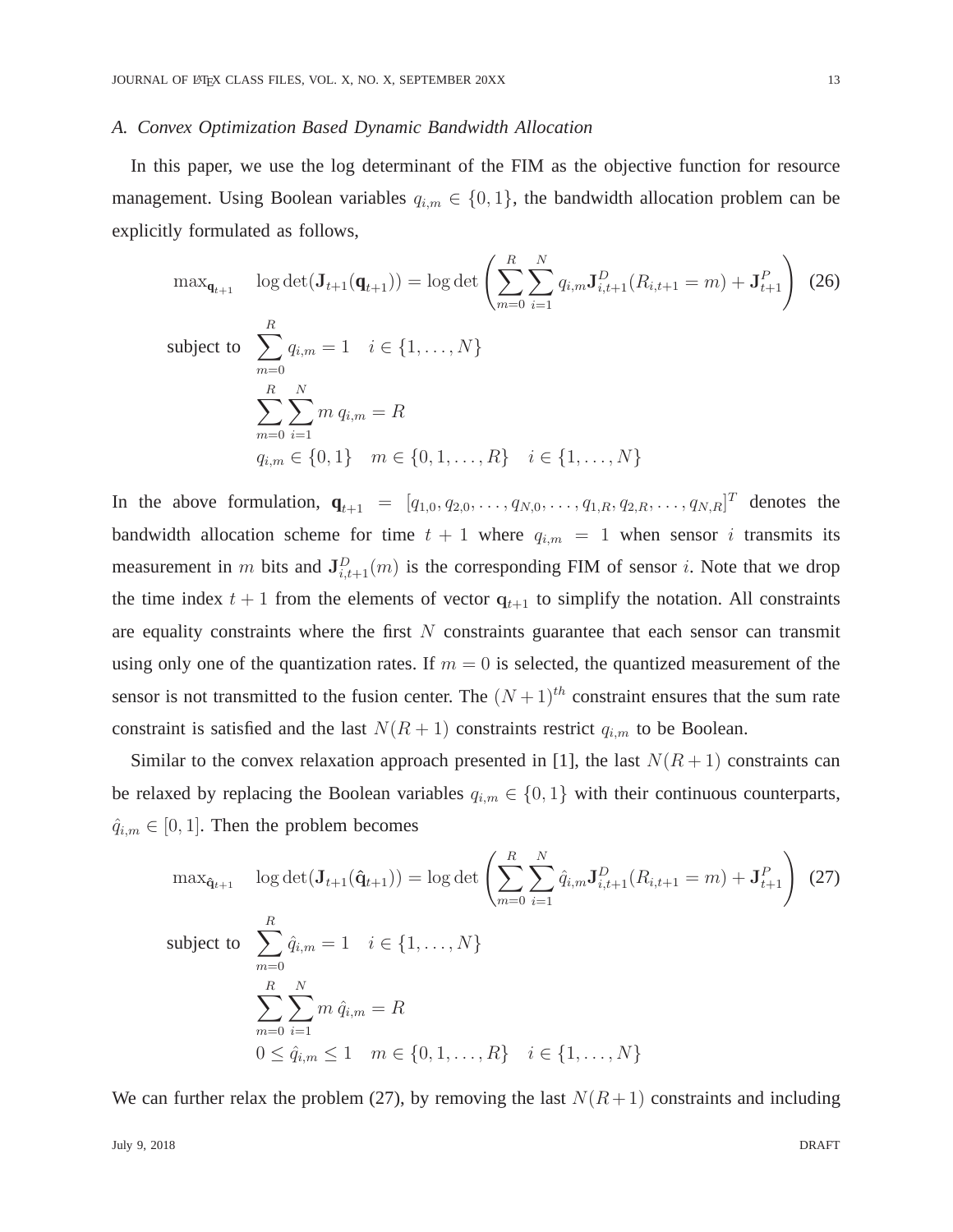### A. Convex Optimization Based Dynamic Bandwidth Allocation

In this paper, we use the log determinant of the FIM as the objective function for resource management. Using Boolean variables $q_{i,m} \in \{0,1\}$, the bandwidth allocation problem can be explicitly formulated as follows,

$$
\begin{aligned}
\max_{\mathbf{q}_{t+1}} \quad & \log\det(\mathbf{J}_{t+1}(\mathbf{q}_{t+1})) = \log\det\left(\sum_{m=0}^{R}\sum_{i=1}^{N} q_{i,m}\mathbf{J}^{D}_{i,t+1}(R_{i,t+1}=m) + \mathbf{J}^{P}_{t+1}\right) \\
\text{subject to} \quad & \sum_{m=0}^{R} q_{i,m} = 1 \quad i \in \{1,\ldots,N\} \\
& \sum_{m=0}^{R}\sum_{i=1}^{N} m\, q_{i,m} = R \\
& q_{i,m} \in \{0,1\} \quad m \in \{0,1,\ldots,R\} \quad i \in \{1,\ldots,N\}
\end{aligned}
\tag{26}
$$

In the above formulation, $\mathbf{q}_{t+1} = [q_{1,0}, q_{2,0}, \ldots, q_{N,0}, \ldots, q_{1,R}, q_{2,R}, \ldots, q_{N,R}]^T$ denotes the bandwidth allocation scheme for time $t+1$ where $q_{i,m} = 1$ when sensor $i$ transmits its measurement in $m$ bits and $\mathbf{J}^{D}_{i,t+1}(m)$ is the corresponding FIM of sensor $i$. Note that we drop the time index $t+1$ from the elements of vector $\mathbf{q}_{t+1}$ to simplify the notation. All constraints are equality constraints where the first $N$ constraints guarantee that each sensor can transmit using only one of the quantization rates. If $m = 0$ is selected, the quantized measurement of the sensor is not transmitted to the fusion center. The $(N+1)^{th}$ constraint ensures that the sum rate constraint is satisfied and the last $N(R+1)$ constraints restrict $q_{i,m}$ to be Boolean.

Similar to the convex relaxation approach presented in [1], the last $N(R+1)$ constraints can be relaxed by replacing the Boolean variables $q_{i,m} \in \{0,1\}$ with their continuous counterparts, $\hat{q}_{i,m} \in [0,1]$. Then the problem becomes

$$
\begin{aligned}
\max_{\hat{\mathbf{q}}_{t+1}} \quad & \log\det(\mathbf{J}_{t+1}(\hat{\mathbf{q}}_{t+1})) = \log\det\left(\sum_{m=0}^{R}\sum_{i=1}^{N} \hat{q}_{i,m}\mathbf{J}^{D}_{i,t+1}(R_{i,t+1}=m) + \mathbf{J}^{P}_{t+1}\right) \\
\text{subject to} \quad & \sum_{m=0}^{R} \hat{q}_{i,m} = 1 \quad i \in \{1,\ldots,N\} \\
& \sum_{m=0}^{R}\sum_{i=1}^{N} m\, \hat{q}_{i,m} = R \\
& 0 \leq \hat{q}_{i,m} \leq 1 \quad m \in \{0,1,\ldots,R\} \quad i \in \{1,\ldots,N\}
\end{aligned}
\tag{27}
$$

We can further relax the problem (27), by removing the last $N(R+1)$ constraints and including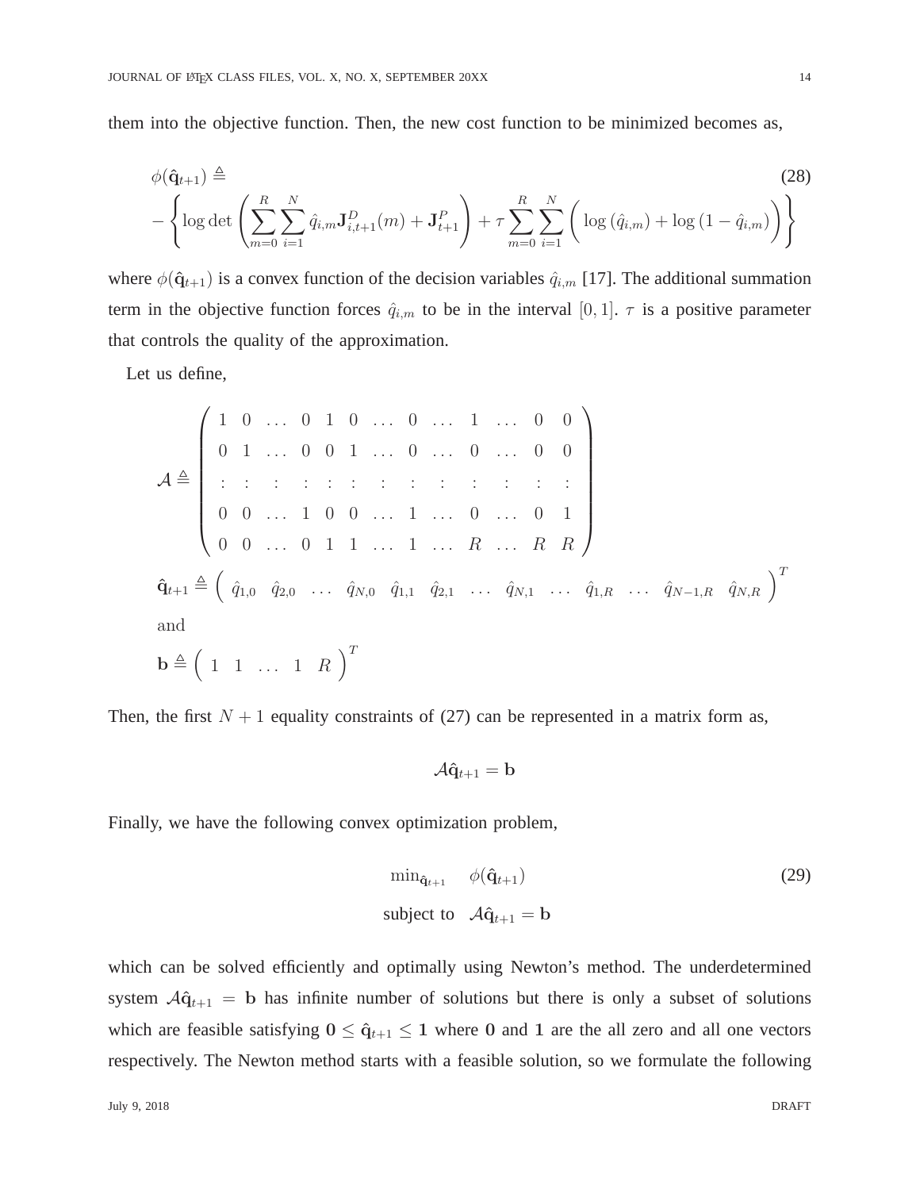them into the objective function. Then, the new cost function to be minimized becomes as,

$$
\phi(\hat{\mathbf{q}}_{t+1}) \triangleq \tag{28}
$$
$$
-\left\{ \log\det\left( \sum_{m=0}^{R}\sum_{i=1}^{N} \hat{q}_{i,m}\mathbf{J}^{D}_{i,t+1}(m) + \mathbf{J}^{P}_{t+1} \right) + \tau \sum_{m=0}^{R}\sum_{i=1}^{N} \bigg( \log\left(\hat{q}_{i,m}\right) + \log\left(1-\hat{q}_{i,m}\right) \bigg) \right\}
$$

where $\phi(\hat{\mathbf{q}}_{t+1})$ is a convex function of the decision variables $\hat{q}_{i,m}$ [17]. The additional summation term in the objective function forces $\hat{q}_{i,m}$ to be in the interval $[0, 1]$. $\tau$ is a positive parameter that controls the quality of the approximation.

Let us define,

$$
\mathcal{A} \triangleq \begin{pmatrix}
1 & 0 & \dots & 0 & 1 & 0 & \dots & 0 & \dots & 1 & \dots & 0 & 0 \\
0 & 1 & \dots & 0 & 0 & 1 & \dots & 0 & \dots & 0 & \dots & 0 & 0 \\
: & : & : & : & : & : & : & : & : & : & : & : & : \\
0 & 0 & \dots & 1 & 0 & 0 & \dots & 1 & \dots & 0 & \dots & 0 & 1 \\
0 & 0 & \dots & 0 & 1 & 1 & \dots & 1 & \dots & R & \dots & R & R
\end{pmatrix}
$$

$$
\hat{\mathbf{q}}_{t+1} \triangleq \begin{pmatrix} \hat{q}_{1,0} & \hat{q}_{2,0} & \dots & \hat{q}_{N,0} & \hat{q}_{1,1} & \hat{q}_{2,1} & \dots & \hat{q}_{N,1} & \dots & \hat{q}_{1,R} & \dots & \hat{q}_{N-1,R} & \hat{q}_{N,R} \end{pmatrix}^T
$$

and

$$
\mathbf{b} \triangleq \begin{pmatrix} 1 & 1 & \dots & 1 & R \end{pmatrix}^T
$$

Then, the first $N + 1$ equality constraints of (27) can be represented in a matrix form as,

$$
\mathcal{A}\hat{\mathbf{q}}_{t+1} = \mathbf{b}
$$

Finally, we have the following convex optimization problem,

$$
\begin{aligned}
\min_{\hat{\mathbf{q}}_{t+1}} \quad & \phi(\hat{\mathbf{q}}_{t+1}) \\
\text{subject to} \quad & \mathcal{A}\hat{\mathbf{q}}_{t+1} = \mathbf{b}
\end{aligned} \tag{29}
$$

which can be solved efficiently and optimally using Newton's method. The underdetermined system $\mathcal{A}\hat{\mathbf{q}}_{t+1} = \mathbf{b}$ has infinite number of solutions but there is only a subset of solutions which are feasible satisfying $\mathbf{0} \leq \hat{\mathbf{q}}_{t+1} \leq \mathbf{1}$ where $\mathbf{0}$ and $\mathbf{1}$ are the all zero and all one vectors respectively. The Newton method starts with a feasible solution, so we formulate the following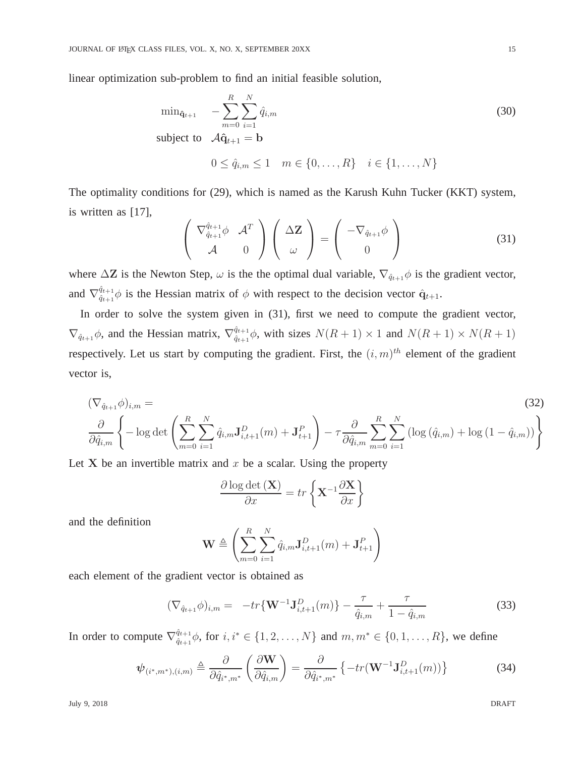linear optimization sub-problem to find an initial feasible solution,

$$
\begin{aligned}
\min_{\hat{\mathbf{q}}_{t+1}} \quad & -\sum_{m=0}^{R}\sum_{i=1}^{N}\hat{q}_{i,m} \\
\text{subject to} \quad & \mathcal{A}\hat{\mathbf{q}}_{t+1} = \mathbf{b} \\
& 0 \leq \hat{q}_{i,m} \leq 1 \quad m \in \{0,\ldots,R\} \quad i \in \{1,\ldots,N\}
\end{aligned} \tag{30}
$$

The optimality conditions for (29), which is named as the Karush Kuhn Tucker (KKT) system, is written as [17],

$$
\begin{pmatrix} \nabla_{\hat{q}_{t+1}}^{\hat{q}_{t+1}}\phi & \mathcal{A}^T \\ \mathcal{A} & 0 \end{pmatrix} \begin{pmatrix} \Delta\mathbf{Z} \\ \omega \end{pmatrix} = \begin{pmatrix} -\nabla_{\hat{q}_{t+1}}\phi \\ 0 \end{pmatrix} \tag{31}
$$

where $\Delta\mathbf{Z}$ is the Newton Step, $\omega$ is the the optimal dual variable, $\nabla_{\hat{q}_{t+1}}\phi$ is the gradient vector, and $\nabla_{\hat{q}_{t+1}}^{\hat{q}_{t+1}}\phi$ is the Hessian matrix of $\phi$ with respect to the decision vector $\hat{\mathbf{q}}_{t+1}$.

In order to solve the system given in (31), first we need to compute the gradient vector, $\nabla_{\hat{q}_{t+1}}\phi$, and the Hessian matrix, $\nabla_{\hat{q}_{t+1}}^{\hat{q}_{t+1}}\phi$, with sizes $N(R+1)\times 1$ and $N(R+1)\times N(R+1)$ respectively. Let us start by computing the gradient. First, the $(i,m)^{th}$ element of the gradient vector is,

$$
\begin{aligned}
&(\nabla_{\hat{q}_{t+1}}\phi)_{i,m} = \\
&\frac{\partial}{\partial \hat{q}_{i,m}}\left\{-\log\det\left(\sum_{m=0}^{R}\sum_{i=1}^{N}\hat{q}_{i,m}\mathbf{J}_{i,t+1}^{D}(m)+\mathbf{J}_{t+1}^{P}\right) - \tau\frac{\partial}{\partial \hat{q}_{i,m}}\sum_{m=0}^{R}\sum_{i=1}^{N}\left(\log\left(\hat{q}_{i,m}\right)+\log\left(1-\hat{q}_{i,m}\right)\right)\right\}
\end{aligned} \tag{32}
$$

Let $\mathbf{X}$ be an invertible matrix and $x$ be a scalar. Using the property

$$
\frac{\partial \log\det\left(\mathbf{X}\right)}{\partial x} = tr\left\{\mathbf{X}^{-1}\frac{\partial \mathbf{X}}{\partial x}\right\}
$$

and the definition

$$
\mathbf{W} \triangleq \left(\sum_{m=0}^{R}\sum_{i=1}^{N}\hat{q}_{i,m}\mathbf{J}_{i,t+1}^{D}(m)+\mathbf{J}_{t+1}^{P}\right)
$$

each element of the gradient vector is obtained as

$$
(\nabla_{\hat{q}_{t+1}}\phi)_{i,m} = \; -tr\{\mathbf{W}^{-1}\mathbf{J}_{i,t+1}^{D}(m)\} - \frac{\tau}{\hat{q}_{i,m}} + \frac{\tau}{1-\hat{q}_{i,m}} \tag{33}
$$

In order to compute $\nabla_{\hat{q}_{t+1}}^{\hat{q}_{t+1}}\phi$, for $i, i^* \in \{1,2,\ldots,N\}$ and $m, m^* \in \{0,1,\ldots,R\}$, we define

$$
\boldsymbol{\psi}_{(i^*,m^*),(i,m)} \triangleq \frac{\partial}{\partial \hat{q}_{i^*,m^*}}\left(\frac{\partial \mathbf{W}}{\partial \hat{q}_{i,m}}\right) = \frac{\partial}{\partial \hat{q}_{i^*,m^*}}\left\{-tr(\mathbf{W}^{-1}\mathbf{J}_{i,t+1}^{D}(m))\right\} \tag{34}
$$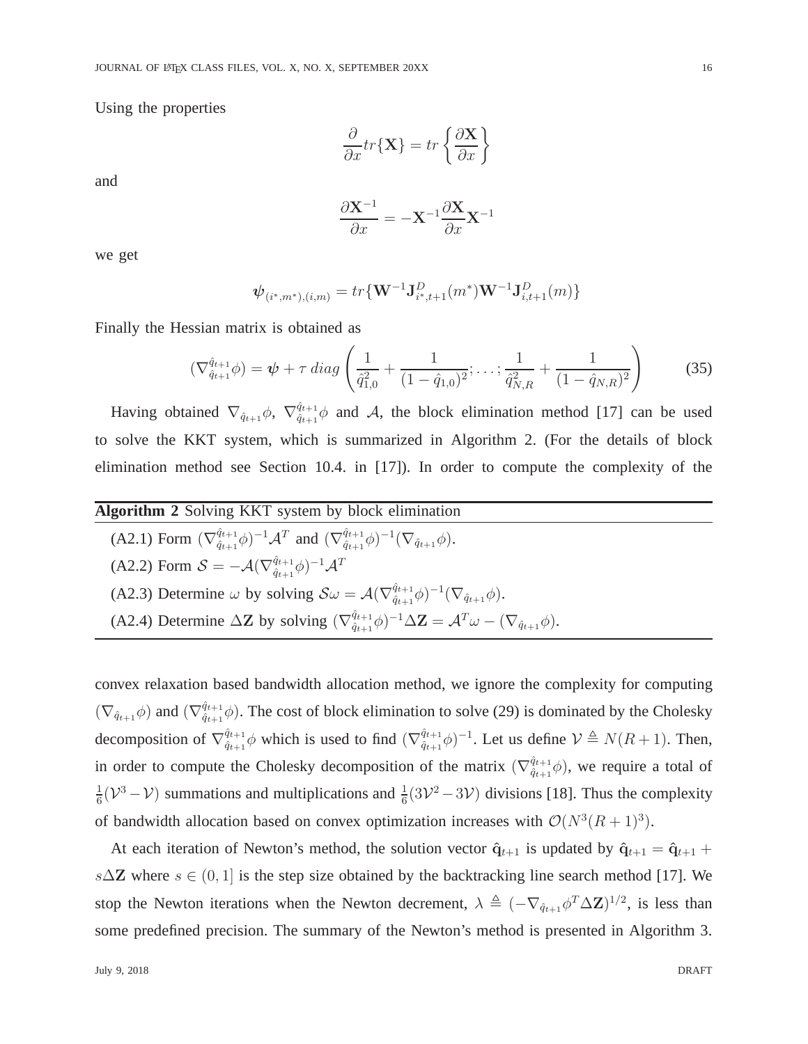Using the properties

$$\frac{\partial}{\partial x} tr\{\mathbf{X}\} = tr\left\{\frac{\partial \mathbf{X}}{\partial x}\right\}$$

and

$$\frac{\partial \mathbf{X}^{-1}}{\partial x} = -\mathbf{X}^{-1}\frac{\partial \mathbf{X}}{\partial x}\mathbf{X}^{-1}$$

we get

$$\boldsymbol{\psi}_{(i^*,m^*),(i,m)} = tr\{\mathbf{W}^{-1}\mathbf{J}^{D}_{i^*,t+1}(m^*)\mathbf{W}^{-1}\mathbf{J}^{D}_{i,t+1}(m)\}$$

Finally the Hessian matrix is obtained as

$$(\nabla^{\hat{q}_{t+1}}_{\hat{q}_{t+1}}\phi) = \boldsymbol{\psi} + \tau \, diag\left(\frac{1}{\hat{q}^2_{1,0}} + \frac{1}{(1-\hat{q}_{1,0})^2}; \ldots ; \frac{1}{\hat{q}^2_{N,R}} + \frac{1}{(1-\hat{q}_{N,R})^2}\right) \tag{35}$$

Having obtained $\nabla_{\hat{q}_{t+1}}\phi$, $\nabla^{\hat{q}_{t+1}}_{\hat{q}_{t+1}}\phi$ and $\mathcal{A}$, the block elimination method [17] can be used to solve the KKT system, which is summarized in Algorithm 2. (For the details of block elimination method see Section 10.4. in [17]). In order to compute the complexity of the convex relaxation based bandwidth allocation method, we ignore the complexity for computing $(\nabla_{\hat{q}_{t+1}}\phi)$ and $(\nabla^{\hat{q}_{t+1}}_{\hat{q}_{t+1}}\phi)$. The cost of block elimination to solve (29) is dominated by the Cholesky decomposition of $\nabla^{\hat{q}_{t+1}}_{\hat{q}_{t+1}}\phi$ which is used to find $(\nabla^{\hat{q}_{t+1}}_{\hat{q}_{t+1}}\phi)^{-1}$. Let us define $\mathcal{V} \triangleq N(R+1)$. Then, in order to compute the Cholesky decomposition of the matrix $(\nabla^{\hat{q}_{t+1}}_{\hat{q}_{t+1}}\phi)$, we require a total of $\frac{1}{6}(\mathcal{V}^3 - \mathcal{V})$ summations and multiplications and $\frac{1}{6}(3\mathcal{V}^2 - 3\mathcal{V})$ divisions [18]. Thus the complexity of bandwidth allocation based on convex optimization increases with $\mathcal{O}(N^3(R+1)^3)$.

**Algorithm 2** Solving KKT system by block elimination

(A2.1) Form $(\nabla^{\hat{q}_{t+1}}_{\hat{q}_{t+1}}\phi)^{-1}\mathcal{A}^T$ and $(\nabla^{\hat{q}_{t+1}}_{\hat{q}_{t+1}}\phi)^{-1}(\nabla_{\hat{q}_{t+1}}\phi)$.

(A2.2) Form $\mathcal{S} = -\mathcal{A}(\nabla^{\hat{q}_{t+1}}_{\hat{q}_{t+1}}\phi)^{-1}\mathcal{A}^T$

(A2.3) Determine $\omega$ by solving $\mathcal{S}\omega = \mathcal{A}(\nabla^{\hat{q}_{t+1}}_{\hat{q}_{t+1}}\phi)^{-1}(\nabla_{\hat{q}_{t+1}}\phi)$.

(A2.4) Determine $\Delta\mathbf{Z}$ by solving $(\nabla^{\hat{q}_{t+1}}_{\hat{q}_{t+1}}\phi)^{-1}\Delta\mathbf{Z} = \mathcal{A}^T\omega - (\nabla_{\hat{q}_{t+1}}\phi)$.

At each iteration of Newton's method, the solution vector $\hat{\mathbf{q}}_{t+1}$ is updated by $\hat{\mathbf{q}}_{t+1} = \hat{\mathbf{q}}_{t+1} + s\Delta\mathbf{Z}$ where $s \in (0,1]$ is the step size obtained by the backtracking line search method [17]. We stop the Newton iterations when the Newton decrement, $\lambda \triangleq (-\nabla_{\hat{q}_{t+1}}\phi^T\Delta\mathbf{Z})^{1/2}$, is less than some predefined precision. The summary of the Newton's method is presented in Algorithm 3.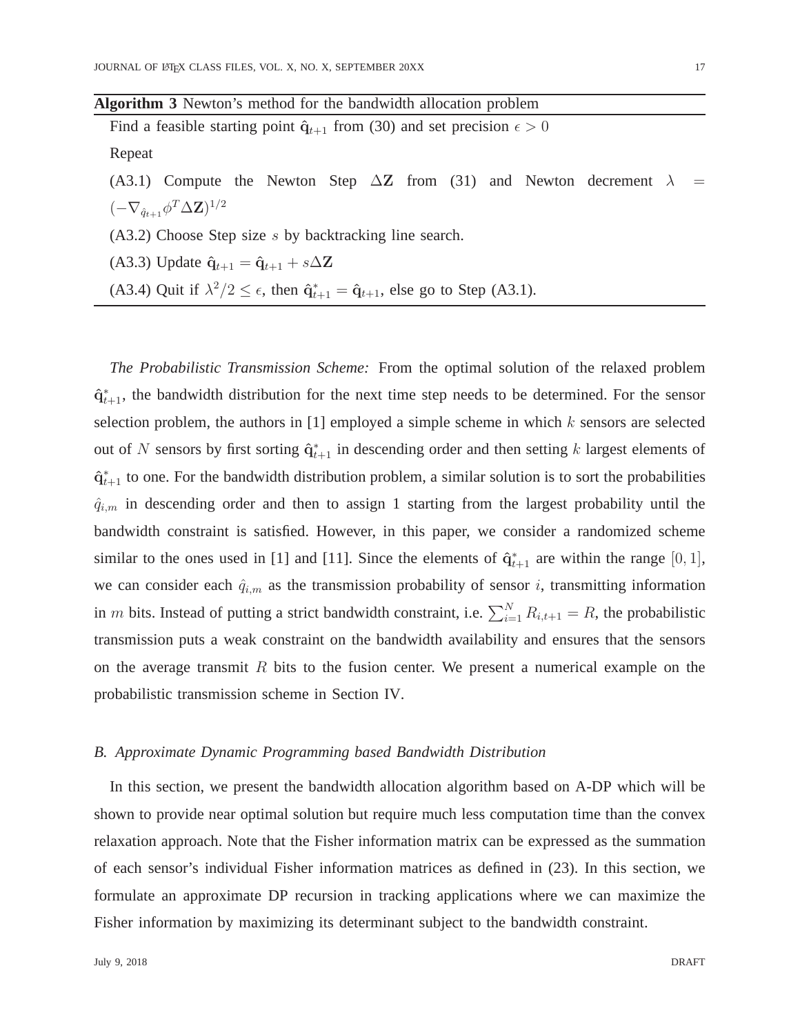**Algorithm 3** Newton's method for the bandwidth allocation problem

Find a feasible starting point $\hat{\mathbf{q}}_{t+1}$ from (30) and set precision $\epsilon > 0$

Repeat

(A3.1) Compute the Newton Step $\Delta\mathbf{Z}$ from (31) and Newton decrement $\lambda = (-\nabla_{\hat{q}_{t+1}}\phi^T \Delta\mathbf{Z})^{1/2}$

(A3.2) Choose Step size $s$ by backtracking line search.

(A3.3) Update $\hat{\mathbf{q}}_{t+1} = \hat{\mathbf{q}}_{t+1} + s\Delta\mathbf{Z}$

(A3.4) Quit if $\lambda^2/2 \leq \epsilon$, then $\hat{\mathbf{q}}^*_{t+1} = \hat{\mathbf{q}}_{t+1}$, else go to Step (A3.1).

---

*The Probabilistic Transmission Scheme:* From the optimal solution of the relaxed problem $\hat{\mathbf{q}}^*_{t+1}$, the bandwidth distribution for the next time step needs to be determined. For the sensor selection problem, the authors in [1] employed a simple scheme in which $k$ sensors are selected out of $N$ sensors by first sorting $\hat{\mathbf{q}}^*_{t+1}$ in descending order and then setting $k$ largest elements of $\hat{\mathbf{q}}^*_{t+1}$ to one. For the bandwidth distribution problem, a similar solution is to sort the probabilities $\hat{q}_{i,m}$ in descending order and then to assign 1 starting from the largest probability until the bandwidth constraint is satisfied. However, in this paper, we consider a randomized scheme similar to the ones used in [1] and [11]. Since the elements of $\hat{\mathbf{q}}^*_{t+1}$ are within the range $[0, 1]$, we can consider each $\hat{q}_{i,m}$ as the transmission probability of sensor $i$, transmitting information in $m$ bits. Instead of putting a strict bandwidth constraint, i.e. $\sum_{i=1}^{N} R_{i,t+1} = R$, the probabilistic transmission puts a weak constraint on the bandwidth availability and ensures that the sensors on the average transmit $R$ bits to the fusion center. We present a numerical example on the probabilistic transmission scheme in Section IV.

### B. Approximate Dynamic Programming based Bandwidth Distribution

In this section, we present the bandwidth allocation algorithm based on A-DP which will be shown to provide near optimal solution but require much less computation time than the convex relaxation approach. Note that the Fisher information matrix can be expressed as the summation of each sensor's individual Fisher information matrices as defined in (23). In this section, we formulate an approximate DP recursion in tracking applications where we can maximize the Fisher information by maximizing its determinant subject to the bandwidth constraint.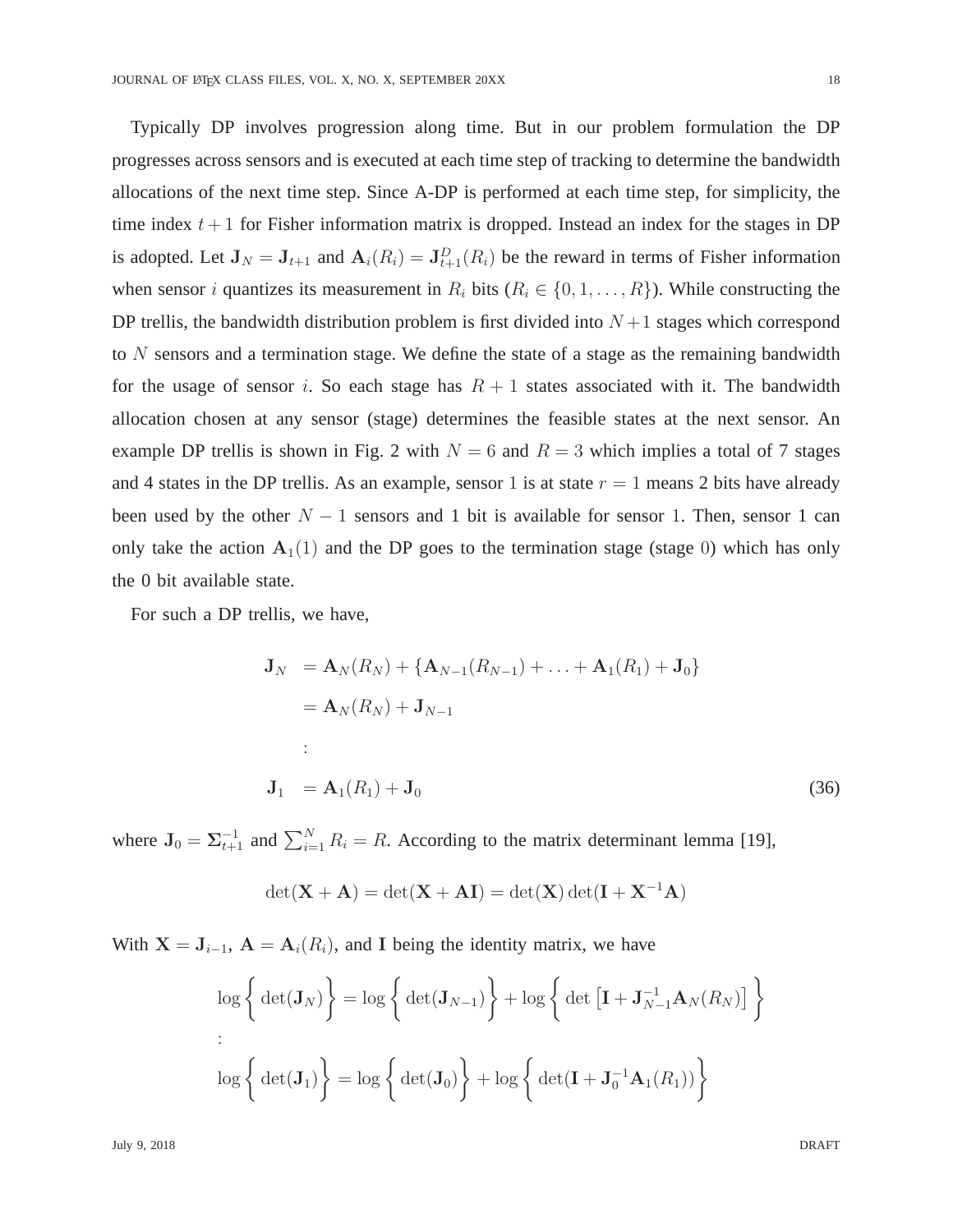Typically DP involves progression along time. But in our problem formulation the DP progresses across sensors and is executed at each time step of tracking to determine the bandwidth allocations of the next time step. Since A-DP is performed at each time step, for simplicity, the time index $t+1$ for Fisher information matrix is dropped. Instead an index for the stages in DP is adopted. Let $\mathbf{J}_N = \mathbf{J}_{t+1}$ and $\mathbf{A}_i(R_i) = \mathbf{J}^D_{t+1}(R_i)$ be the reward in terms of Fisher information when sensor $i$ quantizes its measurement in $R_i$ bits ($R_i \in \{0, 1, \ldots, R\}$). While constructing the DP trellis, the bandwidth distribution problem is first divided into $N+1$ stages which correspond to $N$ sensors and a termination stage. We define the state of a stage as the remaining bandwidth for the usage of sensor $i$. So each stage has $R+1$ states associated with it. The bandwidth allocation chosen at any sensor (stage) determines the feasible states at the next sensor. An example DP trellis is shown in Fig. 2 with $N = 6$ and $R = 3$ which implies a total of 7 stages and 4 states in the DP trellis. As an example, sensor 1 is at state $r = 1$ means 2 bits have already been used by the other $N-1$ sensors and 1 bit is available for sensor 1. Then, sensor 1 can only take the action $\mathbf{A}_1(1)$ and the DP goes to the termination stage (stage 0) which has only the 0 bit available state.

For such a DP trellis, we have,

$$
\begin{aligned}
\mathbf{J}_N &= \mathbf{A}_N(R_N) + \{\mathbf{A}_{N-1}(R_{N-1}) + \ldots + \mathbf{A}_1(R_1) + \mathbf{J}_0\} \\
&= \mathbf{A}_N(R_N) + \mathbf{J}_{N-1} \\
&\vdots \\
\mathbf{J}_1 &= \mathbf{A}_1(R_1) + \mathbf{J}_0
\end{aligned} \tag{36}
$$

where $\mathbf{J}_0 = \mathbf{\Sigma}^{-1}_{t+1}$ and $\sum_{i=1}^{N} R_i = R$. According to the matrix determinant lemma [19],

$$
\det(\mathbf{X} + \mathbf{A}) = \det(\mathbf{X} + \mathbf{A}\mathbf{I}) = \det(\mathbf{X})\det(\mathbf{I} + \mathbf{X}^{-1}\mathbf{A})
$$

With $\mathbf{X} = \mathbf{J}_{i-1}$, $\mathbf{A} = \mathbf{A}_i(R_i)$, and $\mathbf{I}$ being the identity matrix, we have

$$
\begin{aligned}
&\log\left\{\det(\mathbf{J}_N)\right\} = \log\left\{\det(\mathbf{J}_{N-1})\right\} + \log\left\{\det\left[\mathbf{I} + \mathbf{J}^{-1}_{N-1}\mathbf{A}_N(R_N)\right]\right\} \\
&\vdots \\
&\log\left\{\det(\mathbf{J}_1)\right\} = \log\left\{\det(\mathbf{J}_0)\right\} + \log\left\{\det(\mathbf{I} + \mathbf{J}^{-1}_0\mathbf{A}_1(R_1))\right\}
\end{aligned}
$$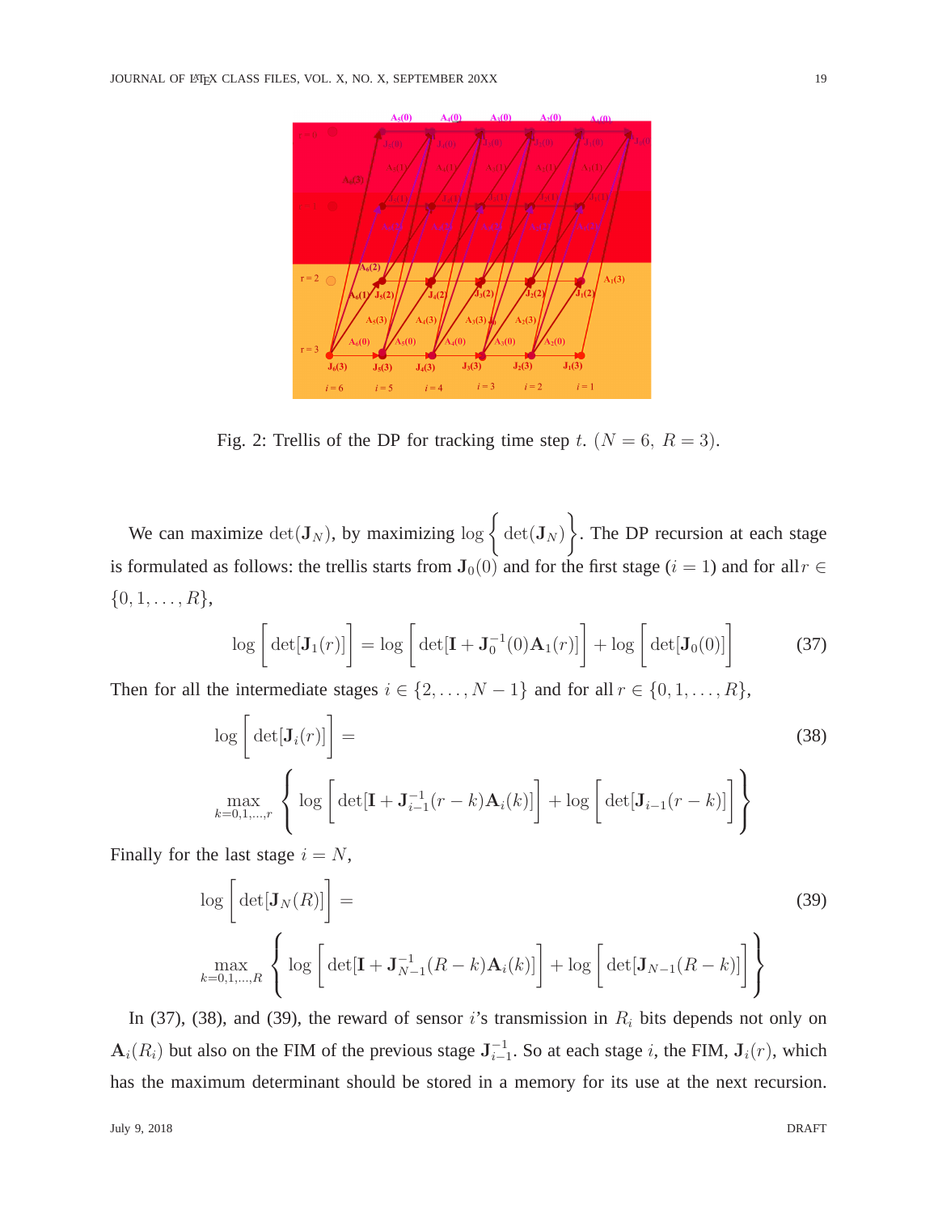Fig. 2: Trellis of the DP for tracking time step $t$. $(N = 6,\ R = 3)$.

We can maximize $\det(\mathbf{J}_N)$, by maximizing $\log\Big\{\det(\mathbf{J}_N)\Big\}$. The DP recursion at each stage is formulated as follows: the trellis starts from $\mathbf{J}_0(0)$ and for the first stage ($i = 1$) and for all $r \in \{0, 1, \ldots, R\}$,

$$\log\Big[\det[\mathbf{J}_1(r)]\Big] = \log\Big[\det[\mathbf{I} + \mathbf{J}_0^{-1}(0)\mathbf{A}_1(r)]\Big] + \log\Big[\det[\mathbf{J}_0(0)]\Big] \tag{37}$$

Then for all the intermediate stages $i \in \{2, \ldots, N-1\}$ and for all $r \in \{0, 1, \ldots, R\}$,

$$\log\Big[\det[\mathbf{J}_i(r)]\Big] = \max_{k=0,1,\ldots,r} \left\{ \log\Big[\det[\mathbf{I} + \mathbf{J}_{i-1}^{-1}(r-k)\mathbf{A}_i(k)]\Big] + \log\Big[\det[\mathbf{J}_{i-1}(r-k)]\Big] \right\} \tag{38}$$

Finally for the last stage $i = N$,

$$\log\Big[\det[\mathbf{J}_N(R)]\Big] = \max_{k=0,1,\ldots,R} \left\{ \log\Big[\det[\mathbf{I} + \mathbf{J}_{N-1}^{-1}(R-k)\mathbf{A}_i(k)]\Big] + \log\Big[\det[\mathbf{J}_{N-1}(R-k)]\Big] \right\} \tag{39}$$

In (37), (38), and (39), the reward of sensor $i$'s transmission in $R_i$ bits depends not only on $\mathbf{A}_i(R_i)$ but also on the FIM of the previous stage $\mathbf{J}_{i-1}^{-1}$. So at each stage $i$, the FIM, $\mathbf{J}_i(r)$, which has the maximum determinant should be stored in a memory for its use at the next recursion.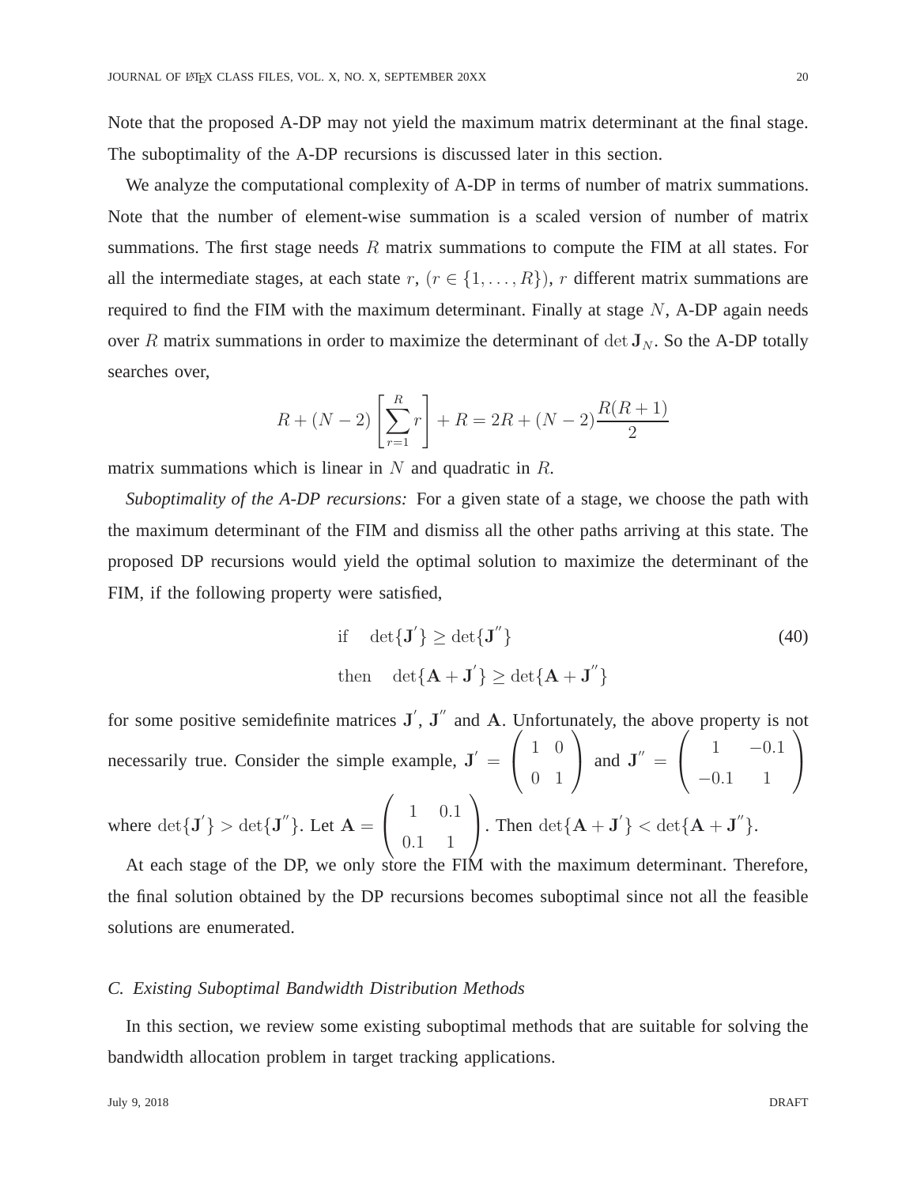Note that the proposed A-DP may not yield the maximum matrix determinant at the final stage. The suboptimality of the A-DP recursions is discussed later in this section.

We analyze the computational complexity of A-DP in terms of number of matrix summations. Note that the number of element-wise summation is a scaled version of number of matrix summations. The first stage needs $R$ matrix summations to compute the FIM at all states. For all the intermediate stages, at each state $r$, $(r \in \{1, \ldots, R\})$, $r$ different matrix summations are required to find the FIM with the maximum determinant. Finally at stage $N$, A-DP again needs over $R$ matrix summations in order to maximize the determinant of $\det \mathbf{J}_N$. So the A-DP totally searches over,

$$R + (N-2)\left[\sum_{r=1}^{R} r\right] + R = 2R + (N-2)\frac{R(R+1)}{2}$$

matrix summations which is linear in $N$ and quadratic in $R$.

*Suboptimality of the A-DP recursions:* For a given state of a stage, we choose the path with the maximum determinant of the FIM and dismiss all the other paths arriving at this state. The proposed DP recursions would yield the optimal solution to maximize the determinant of the FIM, if the following property were satisfied,

$$\begin{aligned} &\text{if} \quad \det\{\mathbf{J}^{'}\} \geq \det\{\mathbf{J}^{''}\} \\ &\text{then} \quad \det\{\mathbf{A} + \mathbf{J}^{'}\} \geq \det\{\mathbf{A} + \mathbf{J}^{''}\} \end{aligned} \tag{40}$$

for some positive semidefinite matrices $\mathbf{J}^{'}$, $\mathbf{J}^{''}$ and $\mathbf{A}$. Unfortunately, the above property is not necessarily true. Consider the simple example, $\mathbf{J}^{'} = \begin{pmatrix} 1 & 0 \\ 0 & 1 \end{pmatrix}$ and $\mathbf{J}^{''} = \begin{pmatrix} 1 & -0.1 \\ -0.1 & 1 \end{pmatrix}$ where $\det\{\mathbf{J}^{'}\} > \det\{\mathbf{J}^{''}\}$. Let $\mathbf{A} = \begin{pmatrix} 1 & 0.1 \\ 0.1 & 1 \end{pmatrix}$. Then $\det\{\mathbf{A} + \mathbf{J}^{'}\} < \det\{\mathbf{A} + \mathbf{J}^{''}\}$.

At each stage of the DP, we only store the FIM with the maximum determinant. Therefore, the final solution obtained by the DP recursions becomes suboptimal since not all the feasible solutions are enumerated.

### C. Existing Suboptimal Bandwidth Distribution Methods

In this section, we review some existing suboptimal methods that are suitable for solving the bandwidth allocation problem in target tracking applications.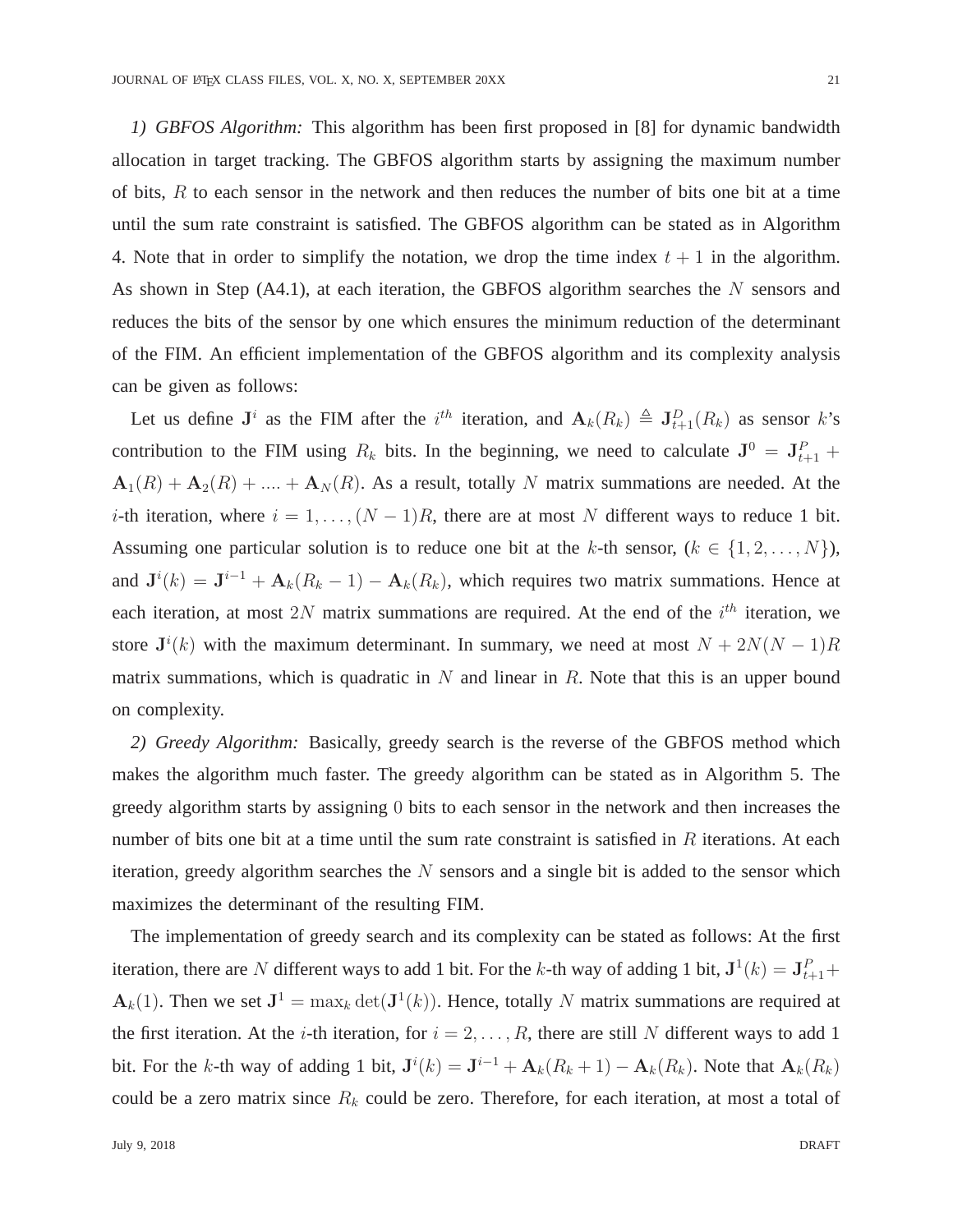*1) GBFOS Algorithm:* This algorithm has been first proposed in [8] for dynamic bandwidth allocation in target tracking. The GBFOS algorithm starts by assigning the maximum number of bits, $R$ to each sensor in the network and then reduces the number of bits one bit at a time until the sum rate constraint is satisfied. The GBFOS algorithm can be stated as in Algorithm 4. Note that in order to simplify the notation, we drop the time index $t+1$ in the algorithm. As shown in Step (A4.1), at each iteration, the GBFOS algorithm searches the $N$ sensors and reduces the bits of the sensor by one which ensures the minimum reduction of the determinant of the FIM. An efficient implementation of the GBFOS algorithm and its complexity analysis can be given as follows:

Let us define $\mathbf{J}^i$ as the FIM after the $i^{th}$ iteration, and $\mathbf{A}_k(R_k) \triangleq \mathbf{J}^D_{t+1}(R_k)$ as sensor $k$'s contribution to the FIM using $R_k$ bits. In the beginning, we need to calculate $\mathbf{J}^0 = \mathbf{J}^P_{t+1} + \mathbf{A}_1(R) + \mathbf{A}_2(R) + .... + \mathbf{A}_N(R)$. As a result, totally $N$ matrix summations are needed. At the $i$-th iteration, where $i = 1, \dots, (N-1)R$, there are at most $N$ different ways to reduce 1 bit. Assuming one particular solution is to reduce one bit at the $k$-th sensor, ($k \in \{1, 2, \dots, N\}$), and $\mathbf{J}^i(k) = \mathbf{J}^{i-1} + \mathbf{A}_k(R_k - 1) - \mathbf{A}_k(R_k)$, which requires two matrix summations. Hence at each iteration, at most $2N$ matrix summations are required. At the end of the $i^{th}$ iteration, we store $\mathbf{J}^i(k)$ with the maximum determinant. In summary, we need at most $N + 2N(N-1)R$ matrix summations, which is quadratic in $N$ and linear in $R$. Note that this is an upper bound on complexity.

*2) Greedy Algorithm:* Basically, greedy search is the reverse of the GBFOS method which makes the algorithm much faster. The greedy algorithm can be stated as in Algorithm 5. The greedy algorithm starts by assigning $0$ bits to each sensor in the network and then increases the number of bits one bit at a time until the sum rate constraint is satisfied in $R$ iterations. At each iteration, greedy algorithm searches the $N$ sensors and a single bit is added to the sensor which maximizes the determinant of the resulting FIM.

The implementation of greedy search and its complexity can be stated as follows: At the first iteration, there are $N$ different ways to add 1 bit. For the $k$-th way of adding 1 bit, $\mathbf{J}^1(k) = \mathbf{J}^P_{t+1} + \mathbf{A}_k(1)$. Then we set $\mathbf{J}^1 = \max_k \det(\mathbf{J}^1(k))$. Hence, totally $N$ matrix summations are required at the first iteration. At the $i$-th iteration, for $i = 2, \dots, R$, there are still $N$ different ways to add 1 bit. For the $k$-th way of adding 1 bit, $\mathbf{J}^i(k) = \mathbf{J}^{i-1} + \mathbf{A}_k(R_k + 1) - \mathbf{A}_k(R_k)$. Note that $\mathbf{A}_k(R_k)$ could be a zero matrix since $R_k$ could be zero. Therefore, for each iteration, at most a total of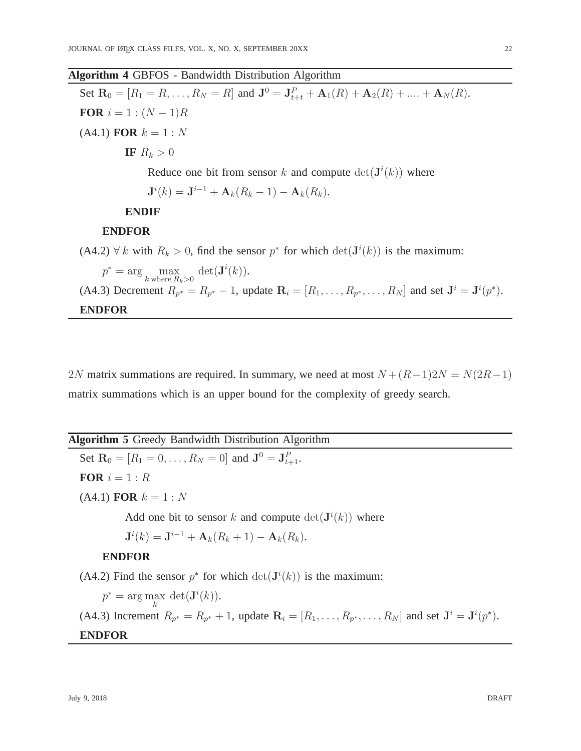**Algorithm 4** GBFOS - Bandwidth Distribution Algorithm

Set $\mathbf{R}_0 = [R_1 = R, \ldots, R_N = R]$ and $\mathbf{J}^0 = \mathbf{J}^P_{t+t} + \mathbf{A}_1(R) + \mathbf{A}_2(R) + .... + \mathbf{A}_N(R)$.

**FOR** $i = 1 : (N-1)R$

(A4.1) **FOR** $k = 1 : N$

  **IF** $R_k > 0$

   Reduce one bit from sensor $k$ and compute $\det(\mathbf{J}^i(k))$ where

   $\mathbf{J}^i(k) = \mathbf{J}^{i-1} + \mathbf{A}_k(R_k - 1) - \mathbf{A}_k(R_k)$.

  **ENDIF**

 **ENDFOR**

(A4.2) $\forall\, k$ with $R_k > 0$, find the sensor $p^*$ for which $\det(\mathbf{J}^i(k))$ is the maximum:

 $p^* = \arg \max_{k \text{ where } R_k > 0} \det(\mathbf{J}^i(k))$.

(A4.3) Decrement $R_{p^*} = R_{p^*} - 1$, update $\mathbf{R}_i = [R_1, \ldots, R_{p^*}, \ldots, R_N]$ and set $\mathbf{J}^i = \mathbf{J}^i(p^*)$.

**ENDFOR**

$2N$ matrix summations are required. In summary, we need at most $N + (R-1)2N = N(2R-1)$ matrix summations which is an upper bound for the complexity of greedy search.

**Algorithm 5** Greedy Bandwidth Distribution Algorithm

Set $\mathbf{R}_0 = [R_1 = 0, \ldots, R_N = 0]$ and $\mathbf{J}^0 = \mathbf{J}^P_{t+1}$.

**FOR** $i = 1 : R$

(A4.1) **FOR** $k = 1 : N$

  Add one bit to sensor $k$ and compute $\det(\mathbf{J}^i(k))$ where

  $\mathbf{J}^i(k) = \mathbf{J}^{i-1} + \mathbf{A}_k(R_k + 1) - \mathbf{A}_k(R_k)$.

 **ENDFOR**

(A4.2) Find the sensor $p^*$ for which $\det(\mathbf{J}^i(k))$ is the maximum:

 $p^* = \arg \max_{k} \det(\mathbf{J}^i(k))$.

(A4.3) Increment $R_{p^*} = R_{p^*} + 1$, update $\mathbf{R}_i = [R_1, \ldots, R_{p^*}, \ldots, R_N]$ and set $\mathbf{J}^i = \mathbf{J}^i(p^*)$.

**ENDFOR**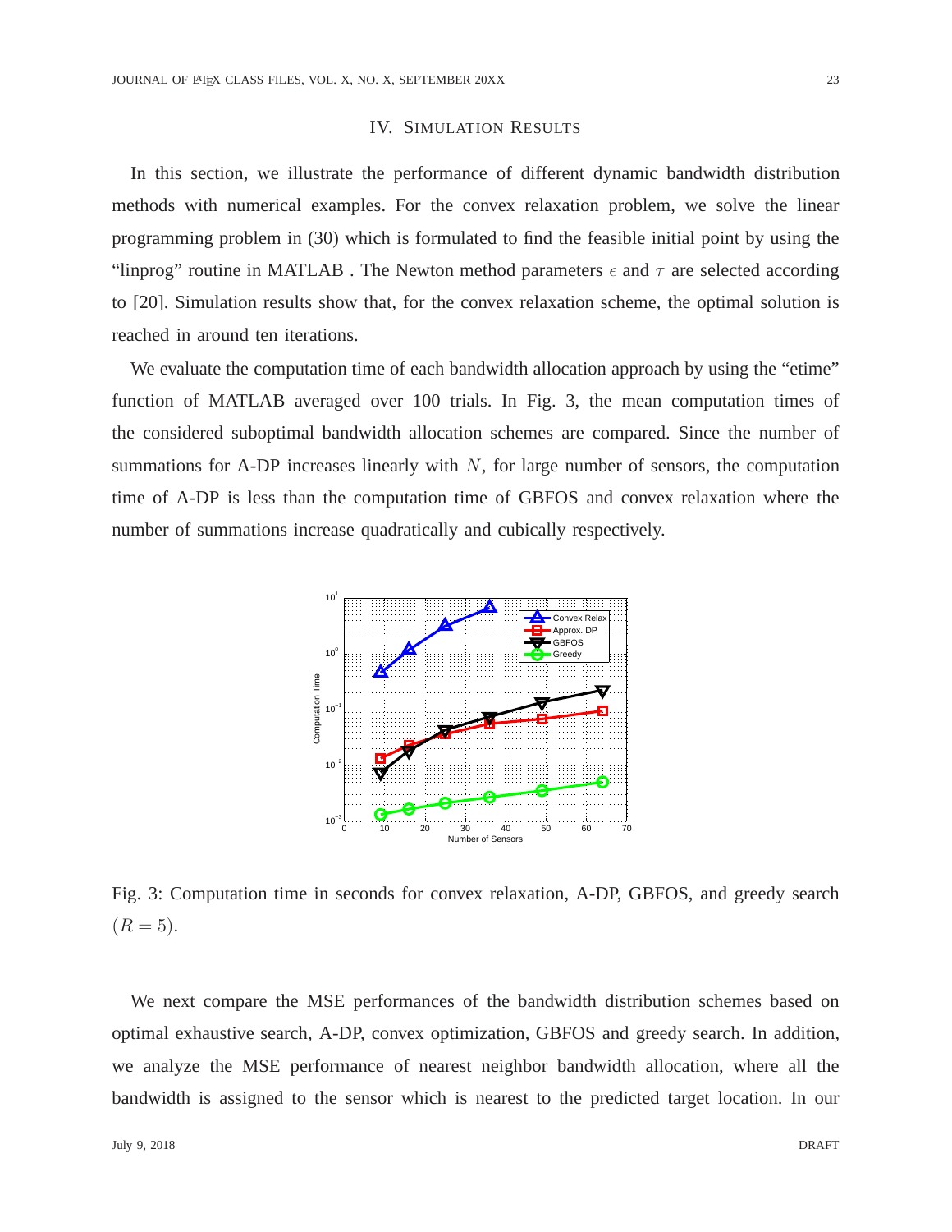## IV. Simulation Results

In this section, we illustrate the performance of different dynamic bandwidth distribution methods with numerical examples. For the convex relaxation problem, we solve the linear programming problem in (30) which is formulated to find the feasible initial point by using the "linprog" routine in MATLAB . The Newton method parameters $\epsilon$ and $\tau$ are selected according to [20]. Simulation results show that, for the convex relaxation scheme, the optimal solution is reached in around ten iterations.

We evaluate the computation time of each bandwidth allocation approach by using the "etime" function of MATLAB averaged over 100 trials. In Fig. 3, the mean computation times of the considered suboptimal bandwidth allocation schemes are compared. Since the number of summations for A-DP increases linearly with $N$, for large number of sensors, the computation time of A-DP is less than the computation time of GBFOS and convex relaxation where the number of summations increase quadratically and cubically respectively.

Fig. 3: Computation time in seconds for convex relaxation, A-DP, GBFOS, and greedy search $(R = 5)$.

We next compare the MSE performances of the bandwidth distribution schemes based on optimal exhaustive search, A-DP, convex optimization, GBFOS and greedy search. In addition, we analyze the MSE performance of nearest neighbor bandwidth allocation, where all the bandwidth is assigned to the sensor which is nearest to the predicted target location. In our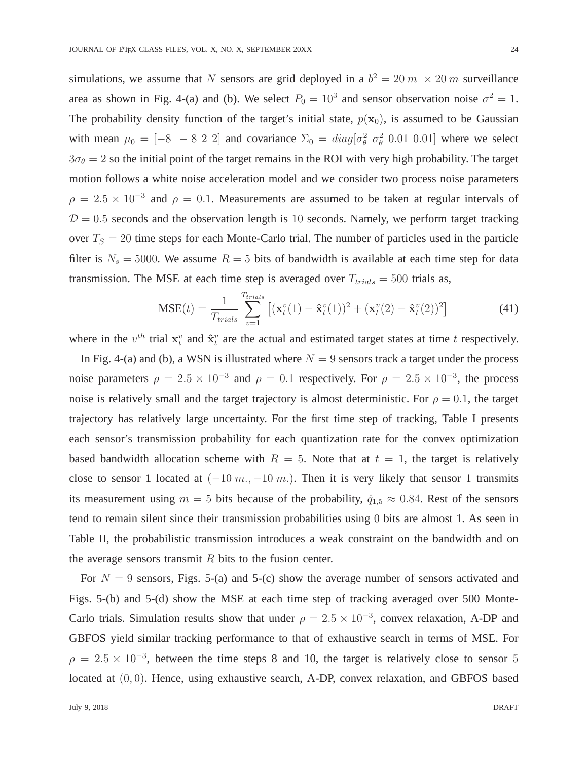simulations, we assume that $N$ sensors are grid deployed in a $b^2 = 20\,m \times 20\,m$ surveillance area as shown in Fig. 4-(a) and (b). We select $P_0 = 10^3$ and sensor observation noise $\sigma^2 = 1$. The probability density function of the target's initial state, $p(\mathbf{x}_0)$, is assumed to be Gaussian with mean $\mu_0 = [-8 \;\; -8 \;\; 2 \;\; 2]$ and covariance $\Sigma_0 = diag[\sigma_\theta^2 \;\; \sigma_\theta^2 \;\; 0.01 \;\; 0.01]$ where we select $3\sigma_\theta = 2$ so the initial point of the target remains in the ROI with very high probability. The target motion follows a white noise acceleration model and we consider two process noise parameters $\rho = 2.5 \times 10^{-3}$ and $\rho = 0.1$. Measurements are assumed to be taken at regular intervals of $\mathcal{D} = 0.5$ seconds and the observation length is $10$ seconds. Namely, we perform target tracking over $T_S = 20$ time steps for each Monte-Carlo trial. The number of particles used in the particle filter is $N_s = 5000$. We assume $R = 5$ bits of bandwidth is available at each time step for data transmission. The MSE at each time step is averaged over $T_{trials} = 500$ trials as,

$$\text{MSE}(t) = \frac{1}{T_{trials}} \sum_{v=1}^{T_{trials}} \left[ (\mathbf{x}_t^v(1) - \hat{\mathbf{x}}_t^v(1))^2 + (\mathbf{x}_t^v(2) - \hat{\mathbf{x}}_t^v(2))^2 \right] \tag{41}$$

where in the $v^{th}$ trial $\mathbf{x}_t^v$ and $\hat{\mathbf{x}}_t^v$ are the actual and estimated target states at time $t$ respectively.

In Fig. 4-(a) and (b), a WSN is illustrated where $N = 9$ sensors track a target under the process noise parameters $\rho = 2.5 \times 10^{-3}$ and $\rho = 0.1$ respectively. For $\rho = 2.5 \times 10^{-3}$, the process noise is relatively small and the target trajectory is almost deterministic. For $\rho = 0.1$, the target trajectory has relatively large uncertainty. For the first time step of tracking, Table I presents each sensor's transmission probability for each quantization rate for the convex optimization based bandwidth allocation scheme with $R = 5$. Note that at $t = 1$, the target is relatively close to sensor 1 located at $(-10\,m., -10\,m.)$. Then it is very likely that sensor $1$ transmits its measurement using $m = 5$ bits because of the probability, $\hat{q}_{1,5} \approx 0.84$. Rest of the sensors tend to remain silent since their transmission probabilities using $0$ bits are almost 1. As seen in Table II, the probabilistic transmission introduces a weak constraint on the bandwidth and on the average sensors transmit $R$ bits to the fusion center.

For $N = 9$ sensors, Figs. 5-(a) and 5-(c) show the average number of sensors activated and Figs. 5-(b) and 5-(d) show the MSE at each time step of tracking averaged over 500 Monte-Carlo trials. Simulation results show that under $\rho = 2.5 \times 10^{-3}$, convex relaxation, A-DP and GBFOS yield similar tracking performance to that of exhaustive search in terms of MSE. For $\rho = 2.5 \times 10^{-3}$, between the time steps 8 and 10, the target is relatively close to sensor $5$ located at $(0, 0)$. Hence, using exhaustive search, A-DP, convex relaxation, and GBFOS based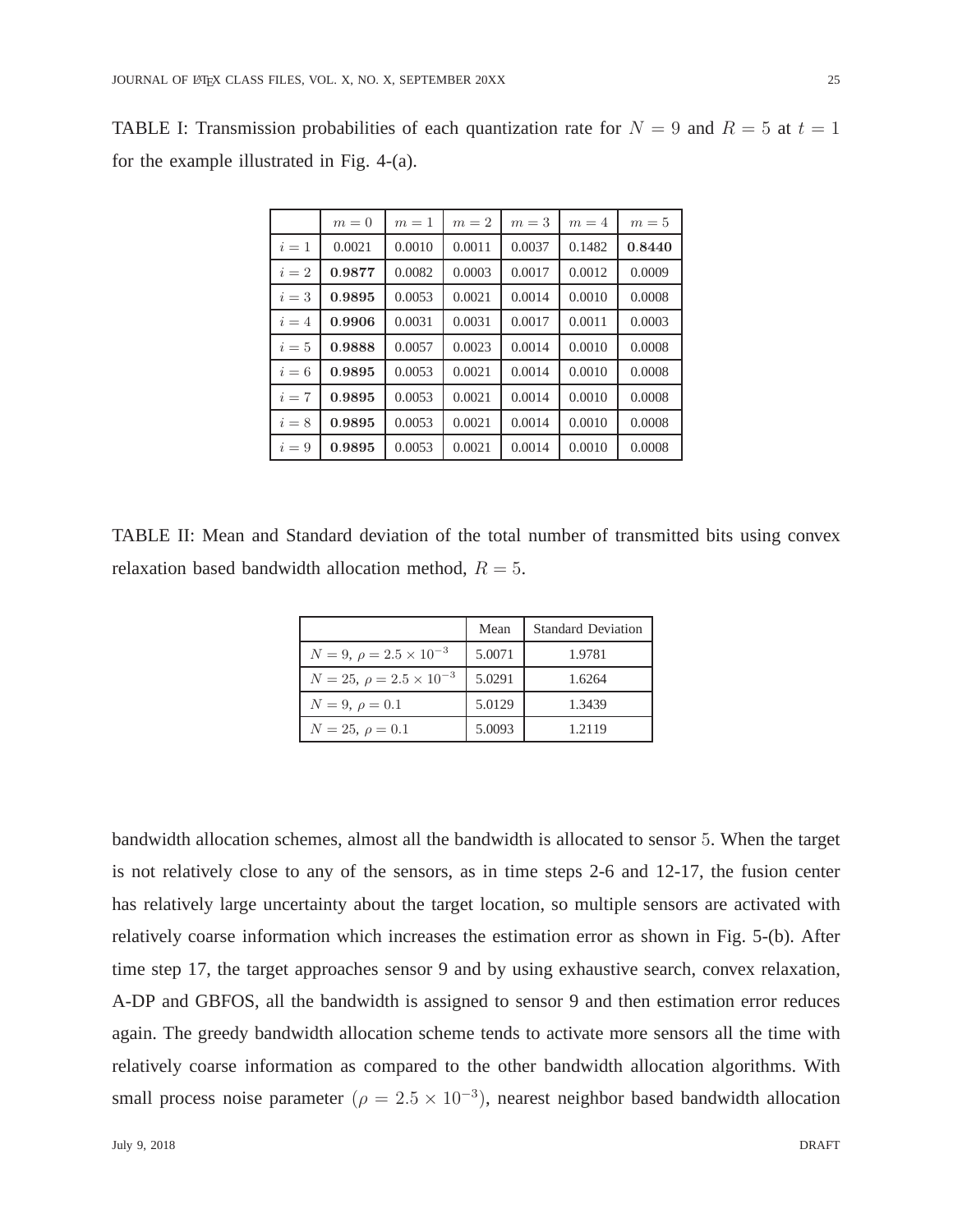TABLE I: Transmission probabilities of each quantization rate for $N = 9$ and $R = 5$ at $t = 1$ for the example illustrated in Fig. 4-(a).

|  | $m = 0$ | $m = 1$ | $m = 2$ | $m = 3$ | $m = 4$ | $m = 5$ |
|---|---|---|---|---|---|---|
| $i = 1$ | 0.0021 | 0.0010 | 0.0011 | 0.0037 | 0.1482 | **0.8440** |
| $i = 2$ | **0.9877** | 0.0082 | 0.0003 | 0.0017 | 0.0012 | 0.0009 |
| $i = 3$ | **0.9895** | 0.0053 | 0.0021 | 0.0014 | 0.0010 | 0.0008 |
| $i = 4$ | **0.9906** | 0.0031 | 0.0031 | 0.0017 | 0.0011 | 0.0003 |
| $i = 5$ | **0.9888** | 0.0057 | 0.0023 | 0.0014 | 0.0010 | 0.0008 |
| $i = 6$ | **0.9895** | 0.0053 | 0.0021 | 0.0014 | 0.0010 | 0.0008 |
| $i = 7$ | **0.9895** | 0.0053 | 0.0021 | 0.0014 | 0.0010 | 0.0008 |
| $i = 8$ | **0.9895** | 0.0053 | 0.0021 | 0.0014 | 0.0010 | 0.0008 |
| $i = 9$ | **0.9895** | 0.0053 | 0.0021 | 0.0014 | 0.0010 | 0.0008 |

TABLE II: Mean and Standard deviation of the total number of transmitted bits using convex relaxation based bandwidth allocation method, $R = 5$.

|  | Mean | Standard Deviation |
|---|---|---|
| $N = 9$, $\rho = 2.5 \times 10^{-3}$ | 5.0071 | 1.9781 |
| $N = 25$, $\rho = 2.5 \times 10^{-3}$ | 5.0291 | 1.6264 |
| $N = 9$, $\rho = 0.1$ | 5.0129 | 1.3439 |
| $N = 25$, $\rho = 0.1$ | 5.0093 | 1.2119 |

bandwidth allocation schemes, almost all the bandwidth is allocated to sensor $5$. When the target is not relatively close to any of the sensors, as in time steps 2-6 and 12-17, the fusion center has relatively large uncertainty about the target location, so multiple sensors are activated with relatively coarse information which increases the estimation error as shown in Fig. 5-(b). After time step 17, the target approaches sensor 9 and by using exhaustive search, convex relaxation, A-DP and GBFOS, all the bandwidth is assigned to sensor 9 and then estimation error reduces again. The greedy bandwidth allocation scheme tends to activate more sensors all the time with relatively coarse information as compared to the other bandwidth allocation algorithms. With small process noise parameter ($\rho = 2.5 \times 10^{-3}$), nearest neighbor based bandwidth allocation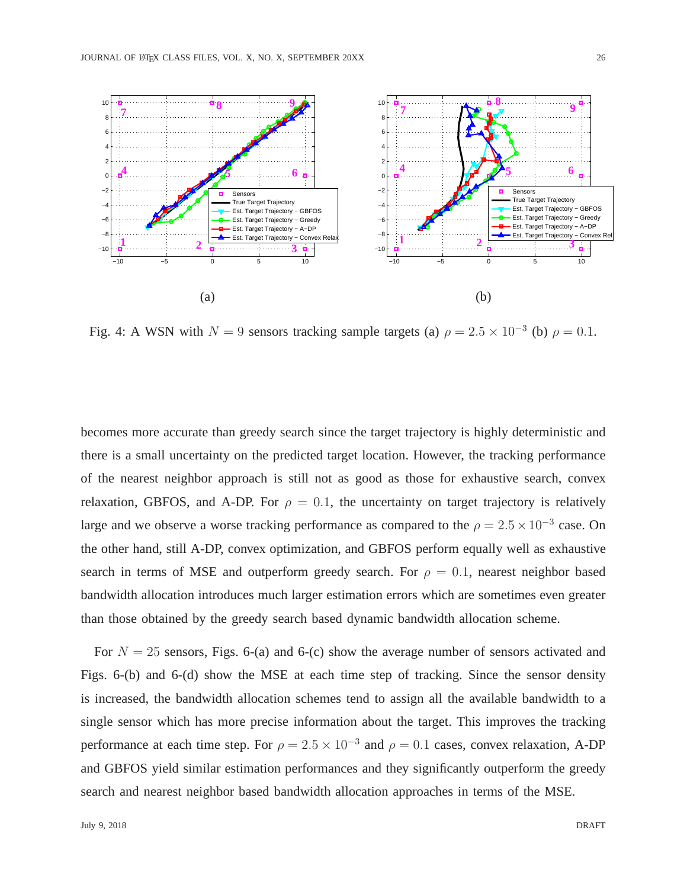(a)

(b)

Fig. 4: A WSN with $N = 9$ sensors tracking sample targets (a) $\rho = 2.5 \times 10^{-3}$ (b) $\rho = 0.1$.

becomes more accurate than greedy search since the target trajectory is highly deterministic and there is a small uncertainty on the predicted target location. However, the tracking performance of the nearest neighbor approach is still not as good as those for exhaustive search, convex relaxation, GBFOS, and A-DP. For $\rho = 0.1$, the uncertainty on target trajectory is relatively large and we observe a worse tracking performance as compared to the $\rho = 2.5 \times 10^{-3}$ case. On the other hand, still A-DP, convex optimization, and GBFOS perform equally well as exhaustive search in terms of MSE and outperform greedy search. For $\rho = 0.1$, nearest neighbor based bandwidth allocation introduces much larger estimation errors which are sometimes even greater than those obtained by the greedy search based dynamic bandwidth allocation scheme.

For $N = 25$ sensors, Figs. 6-(a) and 6-(c) show the average number of sensors activated and Figs. 6-(b) and 6-(d) show the MSE at each time step of tracking. Since the sensor density is increased, the bandwidth allocation schemes tend to assign all the available bandwidth to a single sensor which has more precise information about the target. This improves the tracking performance at each time step. For $\rho = 2.5 \times 10^{-3}$ and $\rho = 0.1$ cases, convex relaxation, A-DP and GBFOS yield similar estimation performances and they significantly outperform the greedy search and nearest neighbor based bandwidth allocation approaches in terms of the MSE.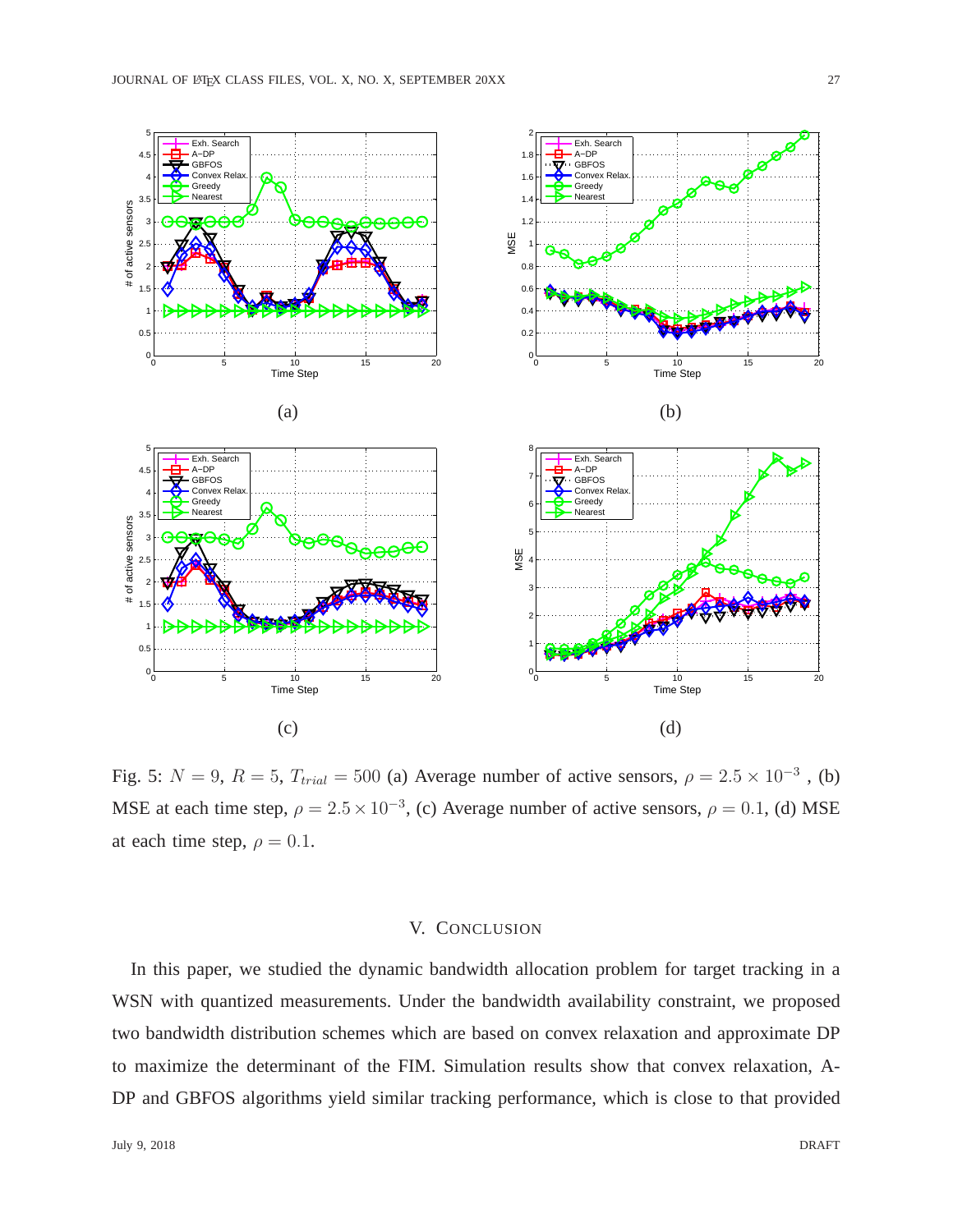Fig. 5: $N = 9$, $R = 5$, $T_{trial} = 500$ (a) Average number of active sensors, $\rho = 2.5 \times 10^{-3}$ , (b) MSE at each time step, $\rho = 2.5 \times 10^{-3}$, (c) Average number of active sensors, $\rho = 0.1$, (d) MSE at each time step, $\rho = 0.1$.

## V. Conclusion

In this paper, we studied the dynamic bandwidth allocation problem for target tracking in a WSN with quantized measurements. Under the bandwidth availability constraint, we proposed two bandwidth distribution schemes which are based on convex relaxation and approximate DP to maximize the determinant of the FIM. Simulation results show that convex relaxation, A-DP and GBFOS algorithms yield similar tracking performance, which is close to that provided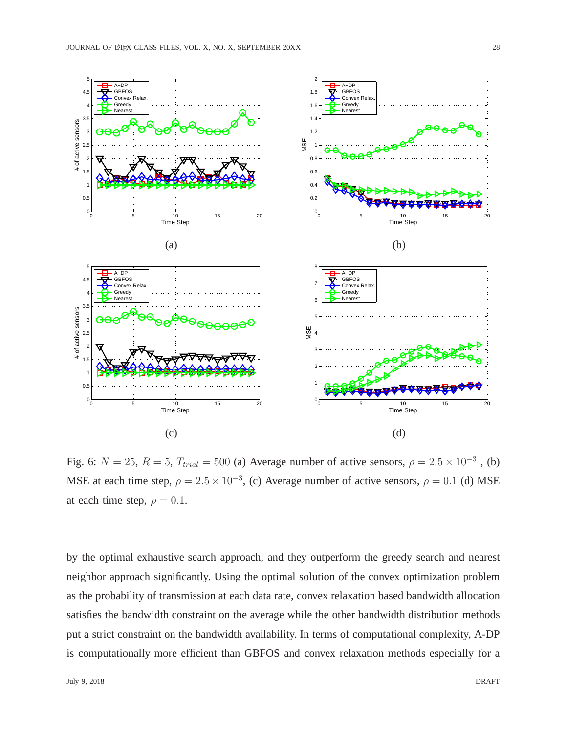Fig. 6: $N = 25$, $R = 5$, $T_{trial} = 500$ (a) Average number of active sensors, $\rho = 2.5 \times 10^{-3}$ , (b) MSE at each time step, $\rho = 2.5 \times 10^{-3}$, (c) Average number of active sensors, $\rho = 0.1$ (d) MSE at each time step, $\rho = 0.1$.

by the optimal exhaustive search approach, and they outperform the greedy search and nearest neighbor approach significantly. Using the optimal solution of the convex optimization problem as the probability of transmission at each data rate, convex relaxation based bandwidth allocation satisfies the bandwidth constraint on the average while the other bandwidth distribution methods put a strict constraint on the bandwidth availability. In terms of computational complexity, A-DP is computationally more efficient than GBFOS and convex relaxation methods especially for a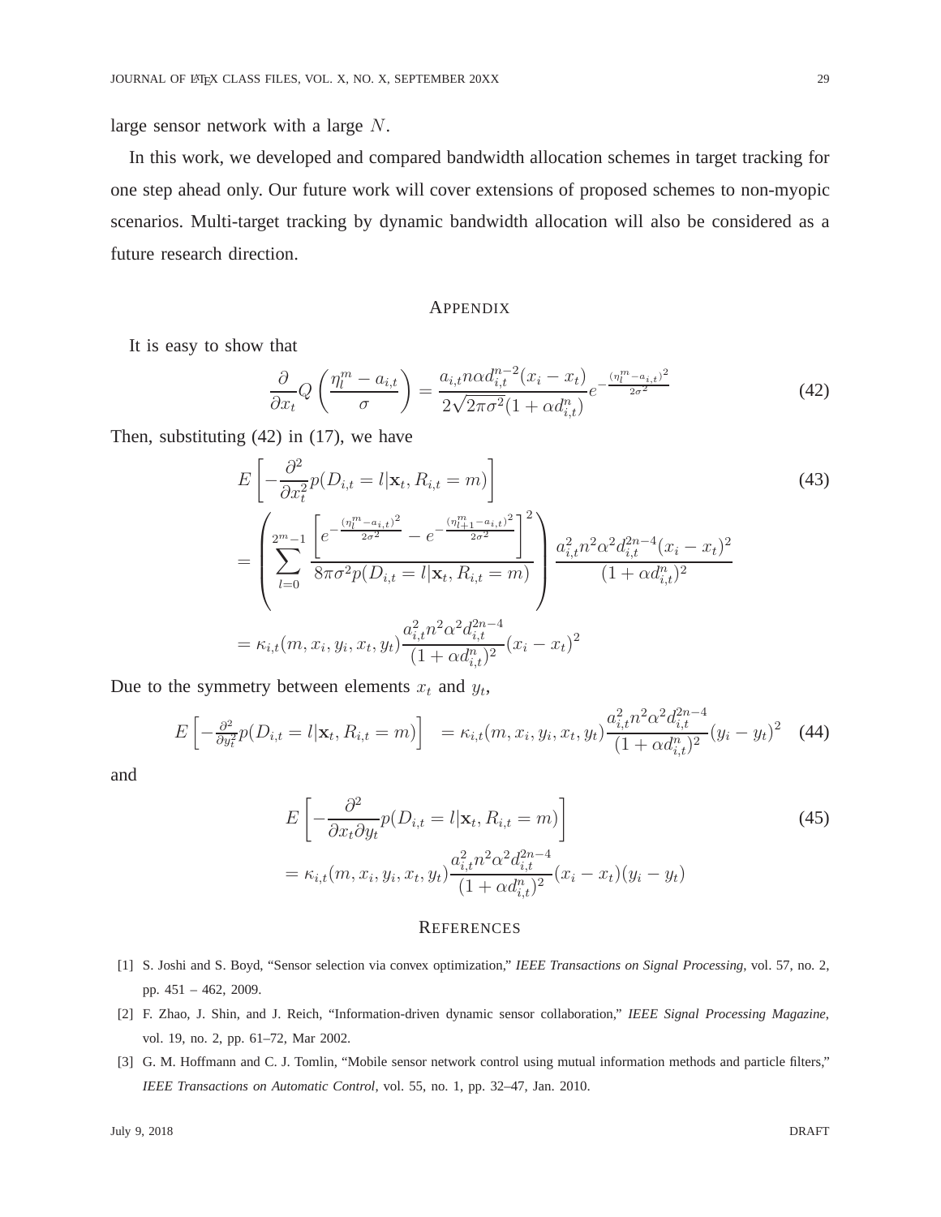large sensor network with a large $N$.

In this work, we developed and compared bandwidth allocation schemes in target tracking for one step ahead only. Our future work will cover extensions of proposed schemes to non-myopic scenarios. Multi-target tracking by dynamic bandwidth allocation will also be considered as a future research direction.

## APPENDIX

It is easy to show that

$$\frac{\partial}{\partial x_t} Q\left(\frac{\eta_l^m - a_{i,t}}{\sigma}\right) = \frac{a_{i,t} n \alpha d_{i,t}^{n-2}(x_i - x_t)}{2\sqrt{2\pi\sigma^2}(1+\alpha d_{i,t}^n)} e^{-\frac{(\eta_l^m - a_{i,t})^2}{2\sigma^2}} \tag{42}$$

Then, substituting (42) in (17), we have

$$\begin{aligned}
& E\left[-\frac{\partial^2}{\partial x_t^2} p(D_{i,t} = l|\mathbf{x}_t, R_{i,t} = m)\right] \\
&= \left(\sum_{l=0}^{2^m-1} \frac{\left[e^{-\frac{(\eta_l^m - a_{i,t})^2}{2\sigma^2}} - e^{-\frac{(\eta_{l+1}^m - a_{i,t})^2}{2\sigma^2}}\right]^2}{8\pi\sigma^2 p(D_{i,t} = l|\mathbf{x}_t, R_{i,t} = m)}\right) \frac{a_{i,t}^2 n^2 \alpha^2 d_{i,t}^{2n-4}(x_i - x_t)^2}{(1+\alpha d_{i,t}^n)^2} \\
&= \kappa_{i,t}(m, x_i, y_i, x_t, y_t) \frac{a_{i,t}^2 n^2 \alpha^2 d_{i,t}^{2n-4}}{(1+\alpha d_{i,t}^n)^2}(x_i - x_t)^2
\end{aligned} \tag{43}$$

Due to the symmetry between elements $x_t$ and $y_t$,

$$E\left[-\frac{\partial^2}{\partial y_t^2} p(D_{i,t} = l|\mathbf{x}_t, R_{i,t} = m)\right] = \kappa_{i,t}(m, x_i, y_i, x_t, y_t) \frac{a_{i,t}^2 n^2 \alpha^2 d_{i,t}^{2n-4}}{(1+\alpha d_{i,t}^n)^2}(y_i - y_t)^2 \tag{44}$$

and

$$\begin{aligned}
& E\left[-\frac{\partial^2}{\partial x_t \partial y_t} p(D_{i,t} = l|\mathbf{x}_t, R_{i,t} = m)\right] \\
&= \kappa_{i,t}(m, x_i, y_i, x_t, y_t) \frac{a_{i,t}^2 n^2 \alpha^2 d_{i,t}^{2n-4}}{(1+\alpha d_{i,t}^n)^2}(x_i - x_t)(y_i - y_t)
\end{aligned} \tag{45}$$

## REFERENCES

[1] S. Joshi and S. Boyd, "Sensor selection via convex optimization," *IEEE Transactions on Signal Processing*, vol. 57, no. 2, pp. 451 – 462, 2009.

[2] F. Zhao, J. Shin, and J. Reich, "Information-driven dynamic sensor collaboration," *IEEE Signal Processing Magazine*, vol. 19, no. 2, pp. 61–72, Mar 2002.

[3] G. M. Hoffmann and C. J. Tomlin, "Mobile sensor network control using mutual information methods and particle filters," *IEEE Transactions on Automatic Control*, vol. 55, no. 1, pp. 32–47, Jan. 2010.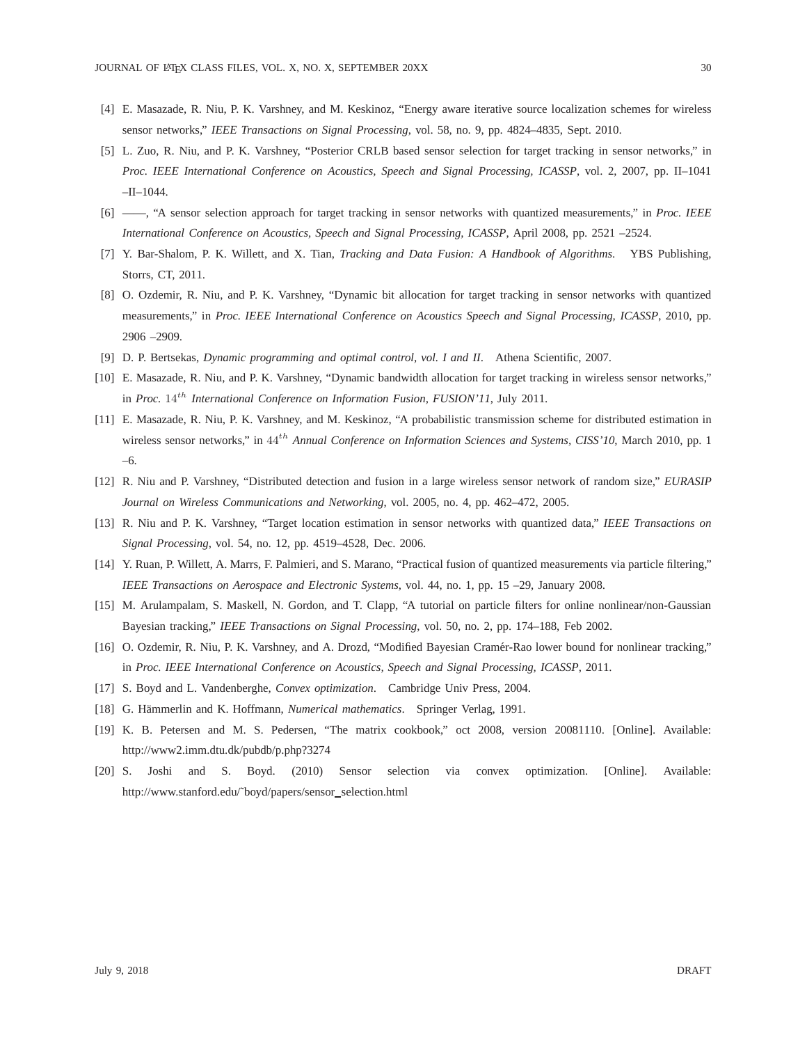[4] E. Masazade, R. Niu, P. K. Varshney, and M. Keskinoz, "Energy aware iterative source localization schemes for wireless sensor networks," *IEEE Transactions on Signal Processing*, vol. 58, no. 9, pp. 4824–4835, Sept. 2010.

[5] L. Zuo, R. Niu, and P. K. Varshney, "Posterior CRLB based sensor selection for target tracking in sensor networks," in *Proc. IEEE International Conference on Acoustics, Speech and Signal Processing, ICASSP*, vol. 2, 2007, pp. II–1041 –II–1044.

[6] ——, "A sensor selection approach for target tracking in sensor networks with quantized measurements," in *Proc. IEEE International Conference on Acoustics, Speech and Signal Processing, ICASSP*, April 2008, pp. 2521 –2524.

[7] Y. Bar-Shalom, P. K. Willett, and X. Tian, *Tracking and Data Fusion: A Handbook of Algorithms*. YBS Publishing, Storrs, CT, 2011.

[8] O. Ozdemir, R. Niu, and P. K. Varshney, "Dynamic bit allocation for target tracking in sensor networks with quantized measurements," in *Proc. IEEE International Conference on Acoustics Speech and Signal Processing, ICASSP*, 2010, pp. 2906 –2909.

[9] D. P. Bertsekas, *Dynamic programming and optimal control, vol. I and II*. Athena Scientific, 2007.

[10] E. Masazade, R. Niu, and P. K. Varshney, "Dynamic bandwidth allocation for target tracking in wireless sensor networks," in *Proc.* $14^{th}$ *International Conference on Information Fusion, FUSION'11*, July 2011.

[11] E. Masazade, R. Niu, P. K. Varshney, and M. Keskinoz, "A probabilistic transmission scheme for distributed estimation in wireless sensor networks," in $44^{th}$ *Annual Conference on Information Sciences and Systems, CISS'10*, March 2010, pp. 1 –6.

[12] R. Niu and P. Varshney, "Distributed detection and fusion in a large wireless sensor network of random size," *EURASIP Journal on Wireless Communications and Networking*, vol. 2005, no. 4, pp. 462–472, 2005.

[13] R. Niu and P. K. Varshney, "Target location estimation in sensor networks with quantized data," *IEEE Transactions on Signal Processing*, vol. 54, no. 12, pp. 4519–4528, Dec. 2006.

[14] Y. Ruan, P. Willett, A. Marrs, F. Palmieri, and S. Marano, "Practical fusion of quantized measurements via particle filtering," *IEEE Transactions on Aerospace and Electronic Systems*, vol. 44, no. 1, pp. 15 –29, January 2008.

[15] M. Arulampalam, S. Maskell, N. Gordon, and T. Clapp, "A tutorial on particle filters for online nonlinear/non-Gaussian Bayesian tracking," *IEEE Transactions on Signal Processing*, vol. 50, no. 2, pp. 174–188, Feb 2002.

[16] O. Ozdemir, R. Niu, P. K. Varshney, and A. Drozd, "Modified Bayesian Cramér-Rao lower bound for nonlinear tracking," in *Proc. IEEE International Conference on Acoustics, Speech and Signal Processing, ICASSP*, 2011.

[17] S. Boyd and L. Vandenberghe, *Convex optimization*. Cambridge Univ Press, 2004.

[18] G. Hämmerlin and K. Hoffmann, *Numerical mathematics*. Springer Verlag, 1991.

[19] K. B. Petersen and M. S. Pedersen, "The matrix cookbook," oct 2008, version 20081110. [Online]. Available: http://www2.imm.dtu.dk/pubdb/p.php?3274

[20] S. Joshi and S. Boyd. (2010) Sensor selection via convex optimization. [Online]. Available: http://www.stanford.edu/~boyd/papers/sensor_selection.html